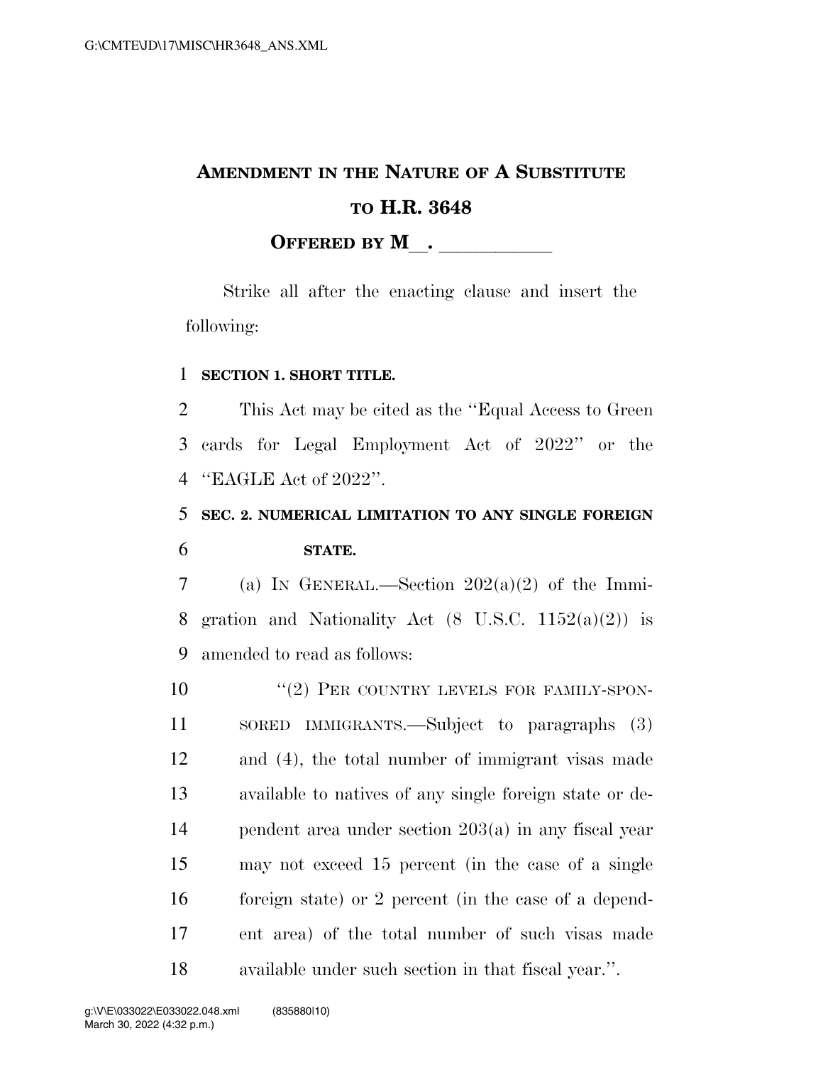# AMENDMENT IN THE NATURE OF A SUBSTITUTE TO H.R. 3648

**OFFERED BY M\_\_. \_\_\_\_\_\_\_\_\_\_\_\_**

Strike all after the enacting clause and insert the following:

**SECTION 1. SHORT TITLE.**

This Act may be cited as the ''Equal Access to Green cards for Legal Employment Act of 2022'' or the ''EAGLE Act of 2022''.

**SEC. 2. NUMERICAL LIMITATION TO ANY SINGLE FOREIGN STATE.**

(a) IN GENERAL.—Section 202(a)(2) of the Immigration and Nationality Act (8 U.S.C. 1152(a)(2)) is amended to read as follows:

''(2) PER COUNTRY LEVELS FOR FAMILY-SPONSORED IMMIGRANTS.—Subject to paragraphs (3) and (4), the total number of immigrant visas made available to natives of any single foreign state or dependent area under section 203(a) in any fiscal year may not exceed 15 percent (in the case of a single foreign state) or 2 percent (in the case of a dependent area) of the total number of such visas made available under such section in that fiscal year.''.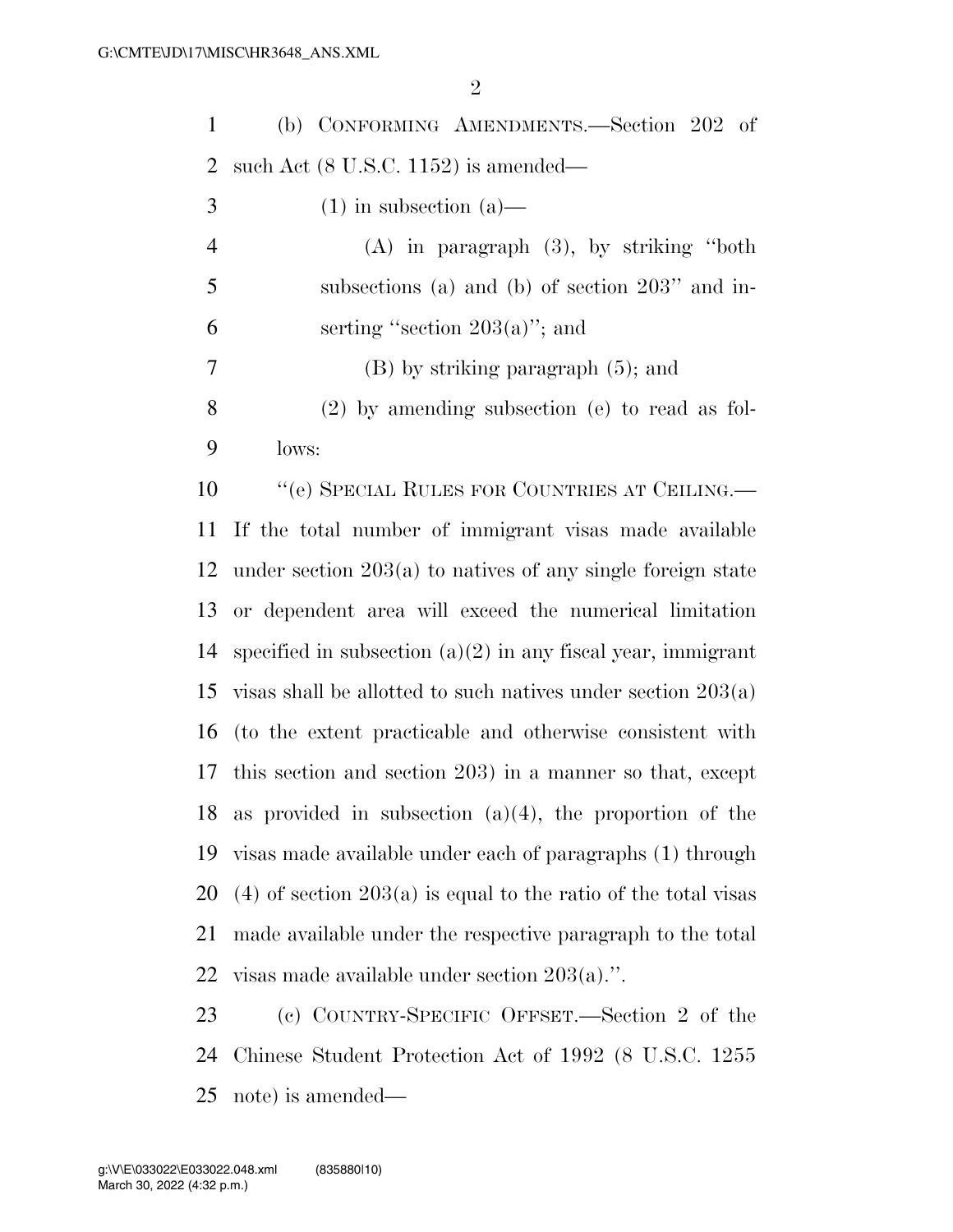(b) CONFORMING AMENDMENTS.—Section 202 of such Act (8 U.S.C. 1152) is amended—

(1) in subsection (a)—

(A) in paragraph (3), by striking "both subsections (a) and (b) of section 203" and inserting "section 203(a)"; and

(B) by striking paragraph (5); and

(2) by amending subsection (e) to read as follows:

"(e) SPECIAL RULES FOR COUNTRIES AT CEILING.—If the total number of immigrant visas made available under section 203(a) to natives of any single foreign state or dependent area will exceed the numerical limitation specified in subsection (a)(2) in any fiscal year, immigrant visas shall be allotted to such natives under section 203(a) (to the extent practicable and otherwise consistent with this section and section 203) in a manner so that, except as provided in subsection (a)(4), the proportion of the visas made available under each of paragraphs (1) through (4) of section 203(a) is equal to the ratio of the total visas made available under the respective paragraph to the total visas made available under section 203(a).".

(c) COUNTRY-SPECIFIC OFFSET.—Section 2 of the Chinese Student Protection Act of 1992 (8 U.S.C. 1255 note) is amended—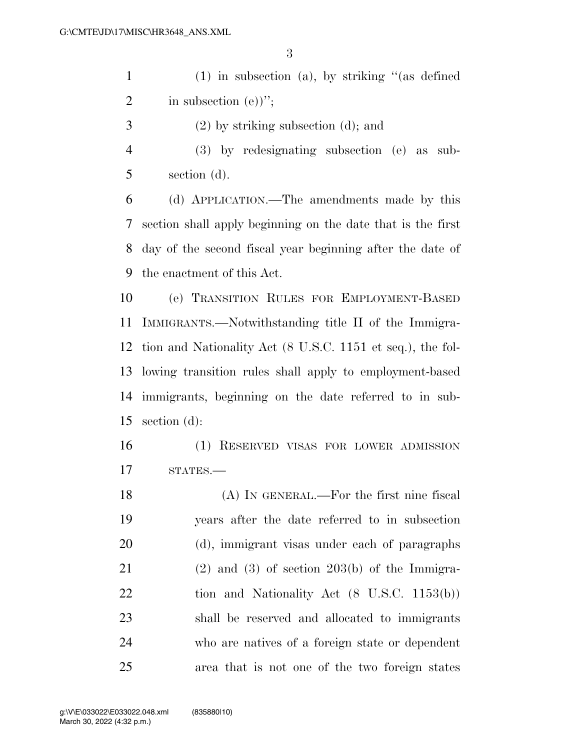(1) in subsection (a), by striking "(as defined in subsection (e))";

(2) by striking subsection (d); and

(3) by redesignating subsection (e) as subsection (d).

(d) APPLICATION.—The amendments made by this section shall apply beginning on the date that is the first day of the second fiscal year beginning after the date of the enactment of this Act.

(e) TRANSITION RULES FOR EMPLOYMENT-BASED IMMIGRANTS.—Notwithstanding title II of the Immigration and Nationality Act (8 U.S.C. 1151 et seq.), the following transition rules shall apply to employment-based immigrants, beginning on the date referred to in subsection (d):

(1) RESERVED VISAS FOR LOWER ADMISSION STATES.—

(A) IN GENERAL.—For the first nine fiscal years after the date referred to in subsection (d), immigrant visas under each of paragraphs (2) and (3) of section 203(b) of the Immigration and Nationality Act (8 U.S.C. 1153(b)) shall be reserved and allocated to immigrants who are natives of a foreign state or dependent area that is not one of the two foreign states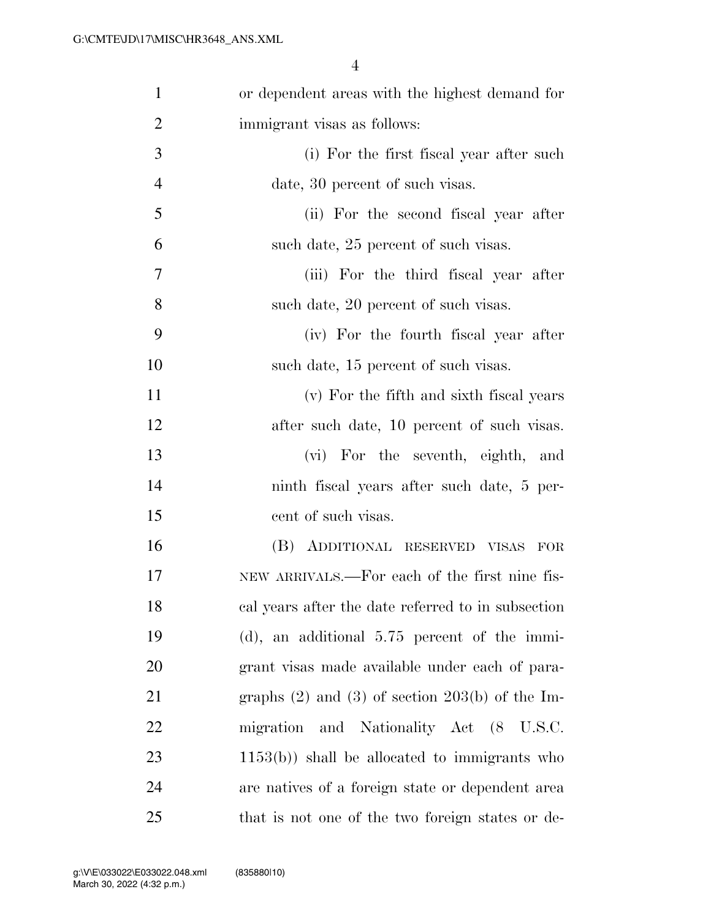or dependent areas with the highest demand for immigrant visas as follows:

(i) For the first fiscal year after such date, 30 percent of such visas.

(ii) For the second fiscal year after such date, 25 percent of such visas.

(iii) For the third fiscal year after such date, 20 percent of such visas.

(iv) For the fourth fiscal year after such date, 15 percent of such visas.

(v) For the fifth and sixth fiscal years after such date, 10 percent of such visas.

(vi) For the seventh, eighth, and ninth fiscal years after such date, 5 percent of such visas.

(B) ADDITIONAL RESERVED VISAS FOR NEW ARRIVALS.—For each of the first nine fiscal years after the date referred to in subsection (d), an additional 5.75 percent of the immigrant visas made available under each of paragraphs (2) and (3) of section 203(b) of the Immigration and Nationality Act (8 U.S.C. 1153(b)) shall be allocated to immigrants who are natives of a foreign state or dependent area that is not one of the two foreign states or de-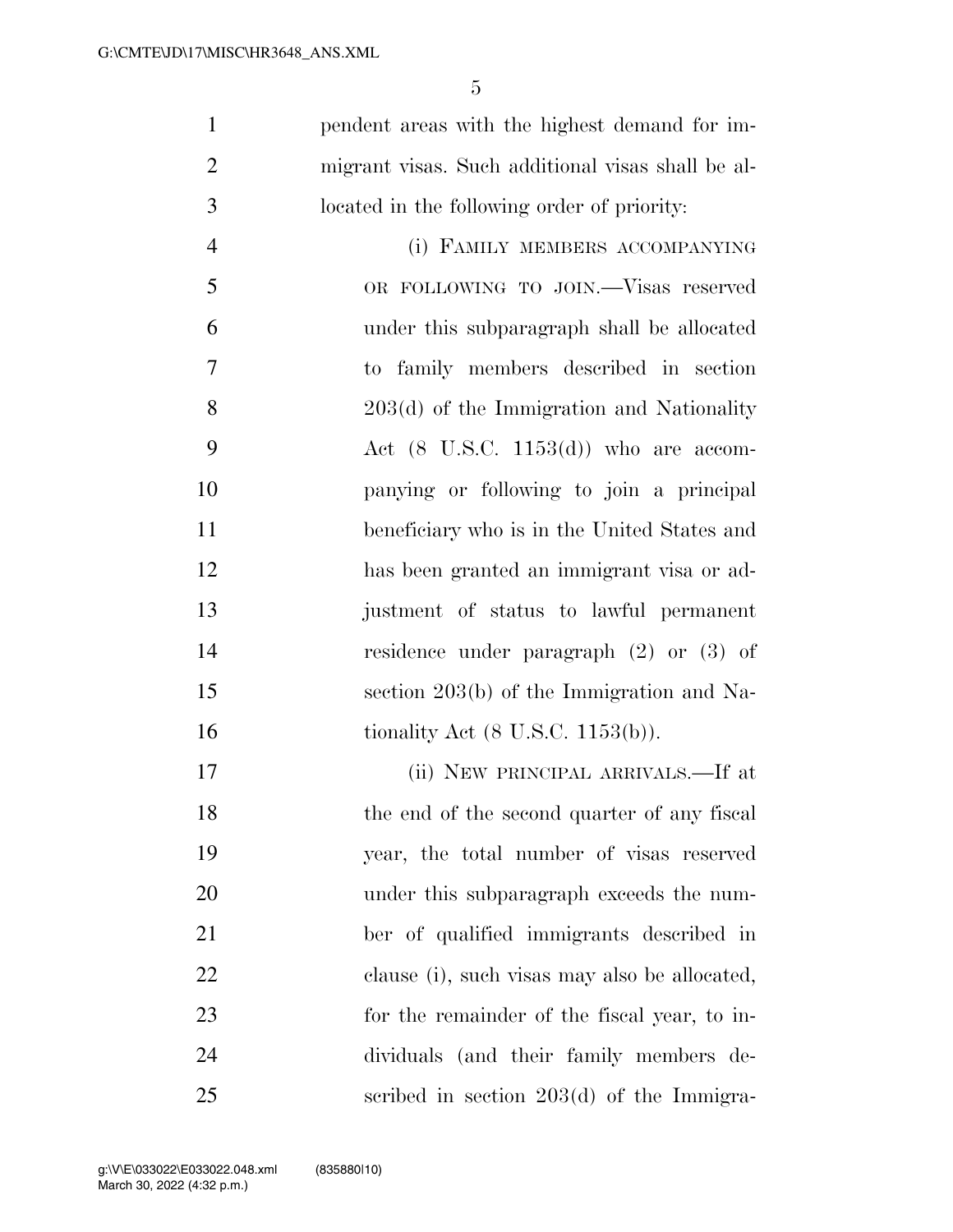pendent areas with the highest demand for immigrant visas. Such additional visas shall be allocated in the following order of priority:

(i) FAMILY MEMBERS ACCOMPANYING OR FOLLOWING TO JOIN.—Visas reserved under this subparagraph shall be allocated to family members described in section 203(d) of the Immigration and Nationality Act (8 U.S.C. 1153(d)) who are accompanying or following to join a principal beneficiary who is in the United States and has been granted an immigrant visa or adjustment of status to lawful permanent residence under paragraph (2) or (3) of section 203(b) of the Immigration and Nationality Act (8 U.S.C. 1153(b)).

(ii) NEW PRINCIPAL ARRIVALS.—If at the end of the second quarter of any fiscal year, the total number of visas reserved under this subparagraph exceeds the number of qualified immigrants described in clause (i), such visas may also be allocated, for the remainder of the fiscal year, to individuals (and their family members described in section 203(d) of the Immigra-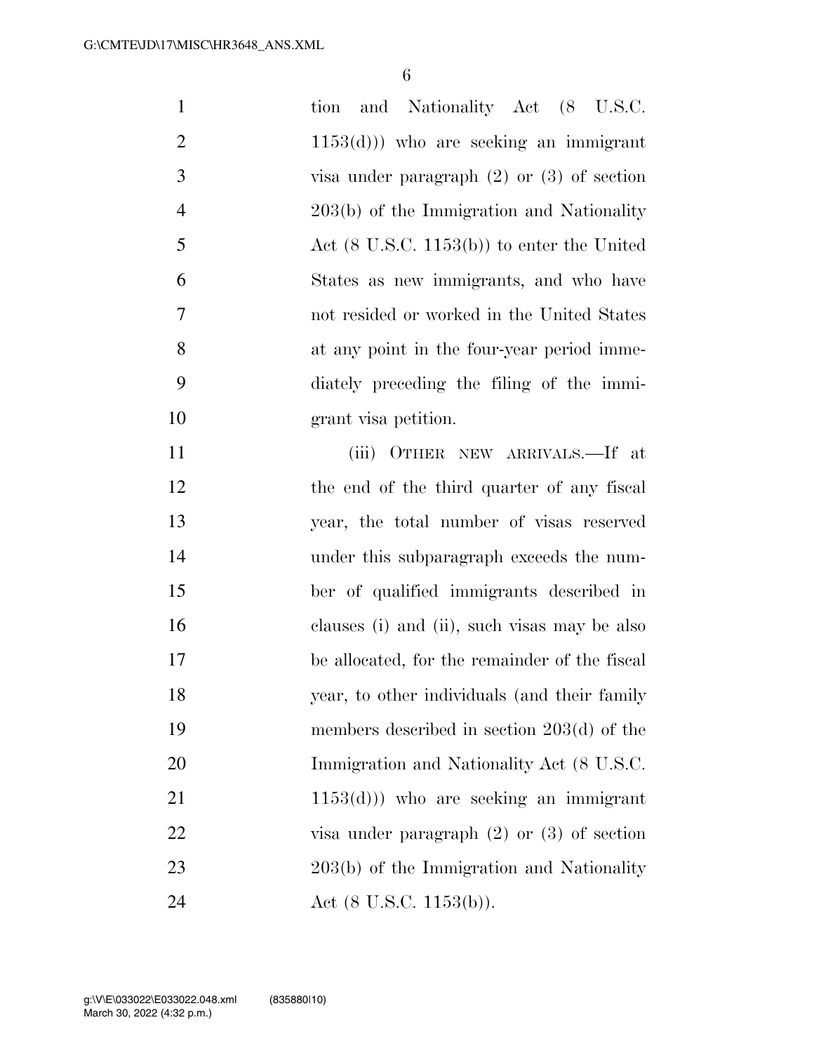tion and Nationality Act (8 U.S.C. 1153(d))) who are seeking an immigrant visa under paragraph (2) or (3) of section 203(b) of the Immigration and Nationality Act (8 U.S.C. 1153(b)) to enter the United States as new immigrants, and who have not resided or worked in the United States at any point in the four-year period immediately preceding the filing of the immigrant visa petition.

(iii) OTHER NEW ARRIVALS.—If at the end of the third quarter of any fiscal year, the total number of visas reserved under this subparagraph exceeds the number of qualified immigrants described in clauses (i) and (ii), such visas may be also be allocated, for the remainder of the fiscal year, to other individuals (and their family members described in section 203(d) of the Immigration and Nationality Act (8 U.S.C. 1153(d))) who are seeking an immigrant visa under paragraph (2) or (3) of section 203(b) of the Immigration and Nationality Act (8 U.S.C. 1153(b)).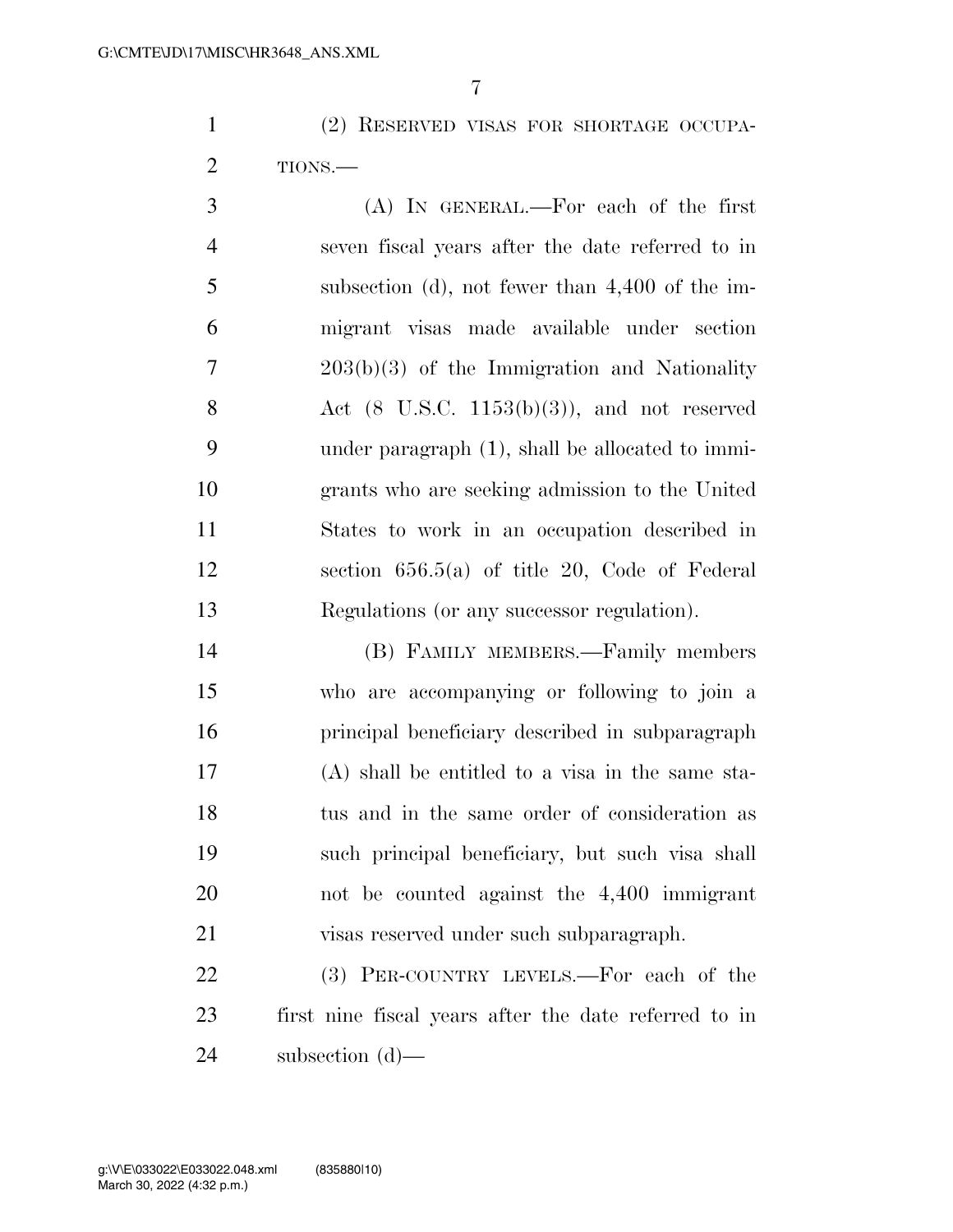(2) RESERVED VISAS FOR SHORTAGE OCCUPATIONS.—

(A) IN GENERAL.—For each of the first seven fiscal years after the date referred to in subsection (d), not fewer than 4,400 of the immigrant visas made available under section 203(b)(3) of the Immigration and Nationality Act (8 U.S.C. 1153(b)(3)), and not reserved under paragraph (1), shall be allocated to immigrants who are seeking admission to the United States to work in an occupation described in section 656.5(a) of title 20, Code of Federal Regulations (or any successor regulation).

(B) FAMILY MEMBERS.—Family members who are accompanying or following to join a principal beneficiary described in subparagraph (A) shall be entitled to a visa in the same status and in the same order of consideration as such principal beneficiary, but such visa shall not be counted against the 4,400 immigrant visas reserved under such subparagraph.

(3) PER-COUNTRY LEVELS.—For each of the first nine fiscal years after the date referred to in subsection (d)—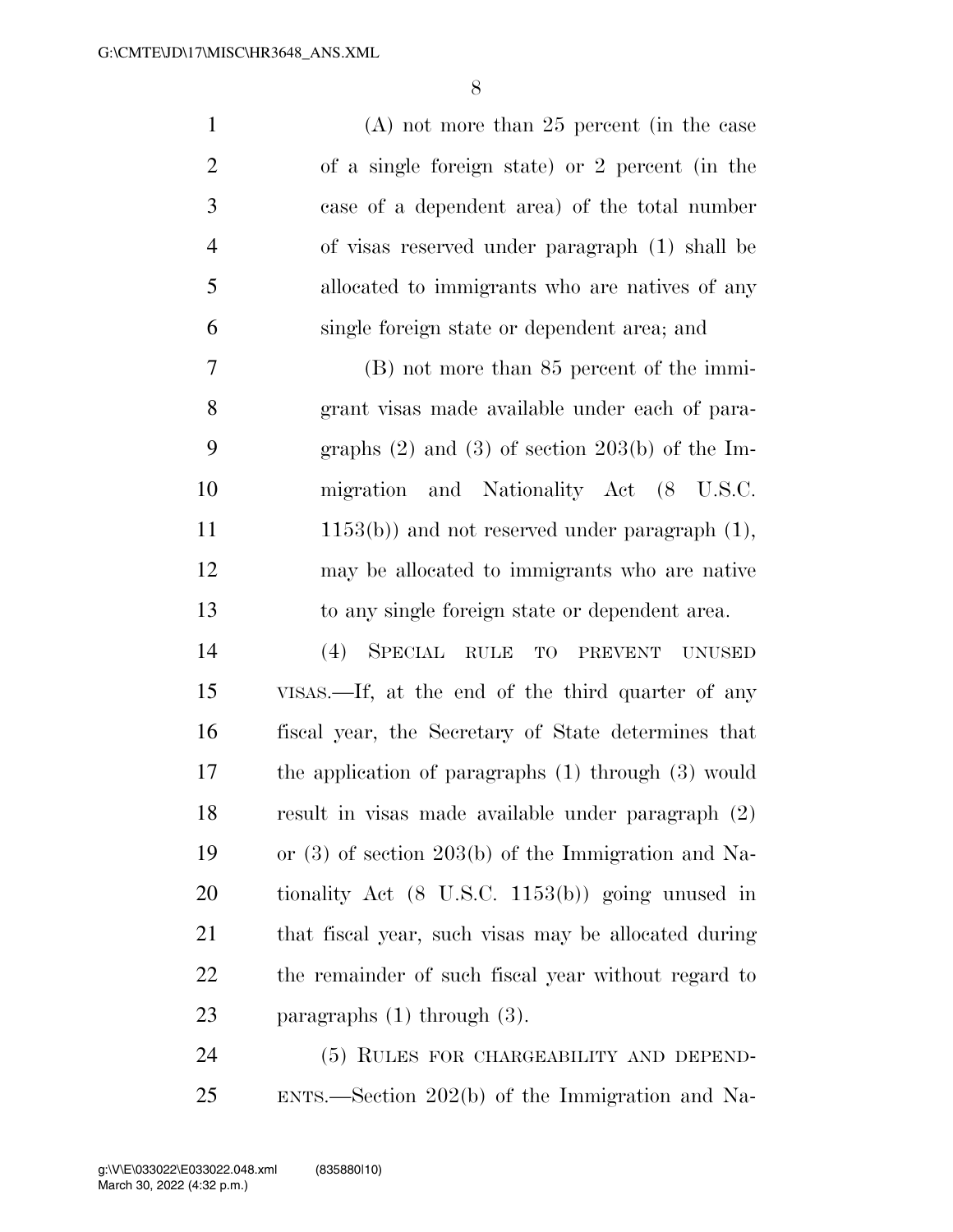(A) not more than 25 percent (in the case of a single foreign state) or 2 percent (in the case of a dependent area) of the total number of visas reserved under paragraph (1) shall be allocated to immigrants who are natives of any single foreign state or dependent area; and

(B) not more than 85 percent of the immigrant visas made available under each of paragraphs (2) and (3) of section 203(b) of the Immigration and Nationality Act (8 U.S.C. 1153(b)) and not reserved under paragraph (1), may be allocated to immigrants who are native to any single foreign state or dependent area.

(4) SPECIAL RULE TO PREVENT UNUSED VISAS.—If, at the end of the third quarter of any fiscal year, the Secretary of State determines that the application of paragraphs (1) through (3) would result in visas made available under paragraph (2) or (3) of section 203(b) of the Immigration and Nationality Act (8 U.S.C. 1153(b)) going unused in that fiscal year, such visas may be allocated during the remainder of such fiscal year without regard to paragraphs (1) through (3).

(5) RULES FOR CHARGEABILITY AND DEPENDENTS.—Section 202(b) of the Immigration and Na-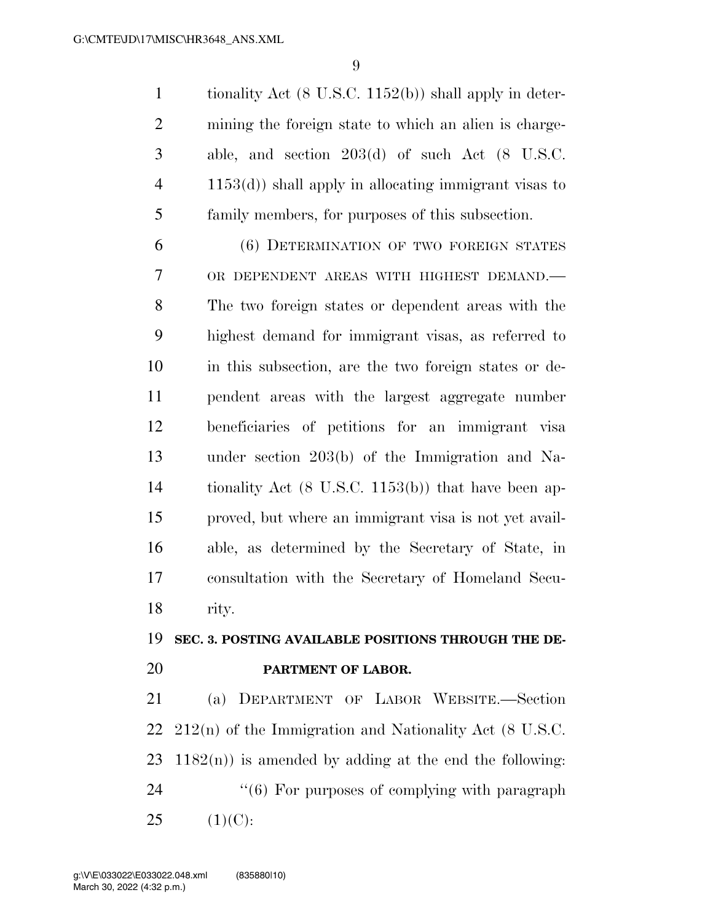tionality Act (8 U.S.C. 1152(b)) shall apply in determining the foreign state to which an alien is chargeable, and section 203(d) of such Act (8 U.S.C. 1153(d)) shall apply in allocating immigrant visas to family members, for purposes of this subsection.

(6) DETERMINATION OF TWO FOREIGN STATES OR DEPENDENT AREAS WITH HIGHEST DEMAND.—The two foreign states or dependent areas with the highest demand for immigrant visas, as referred to in this subsection, are the two foreign states or dependent areas with the largest aggregate number beneficiaries of petitions for an immigrant visa under section 203(b) of the Immigration and Nationality Act (8 U.S.C. 1153(b)) that have been approved, but where an immigrant visa is not yet available, as determined by the Secretary of State, in consultation with the Secretary of Homeland Security.

**SEC. 3. POSTING AVAILABLE POSITIONS THROUGH THE DEPARTMENT OF LABOR.**

(a) DEPARTMENT OF LABOR WEBSITE.—Section 212(n) of the Immigration and Nationality Act (8 U.S.C. 1182(n)) is amended by adding at the end the following:

"(6) For purposes of complying with paragraph (1)(C):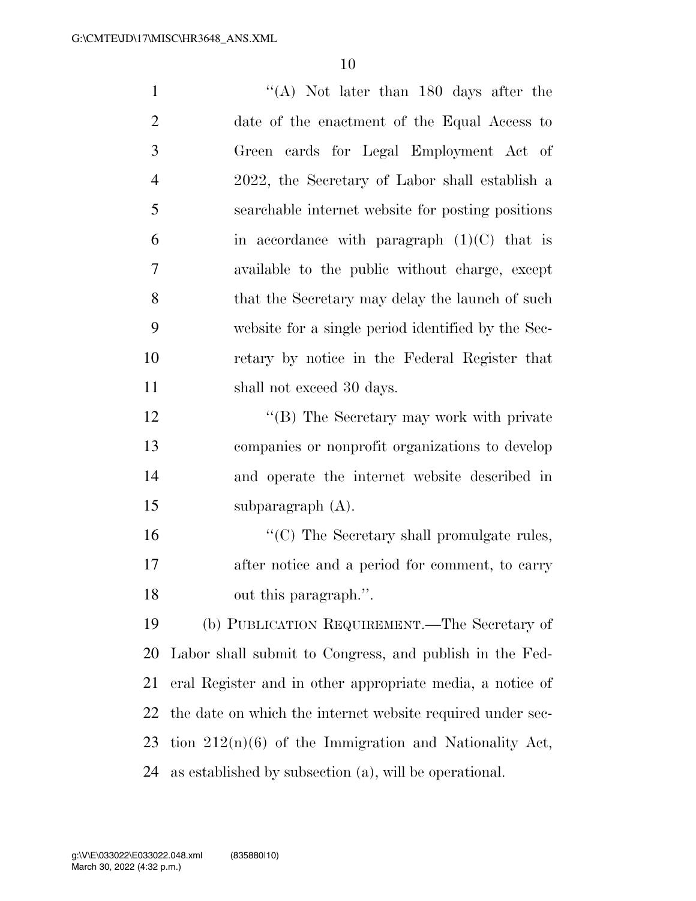"(A) Not later than 180 days after the date of the enactment of the Equal Access to Green cards for Legal Employment Act of 2022, the Secretary of Labor shall establish a searchable internet website for posting positions in accordance with paragraph (1)(C) that is available to the public without charge, except that the Secretary may delay the launch of such website for a single period identified by the Secretary by notice in the Federal Register that shall not exceed 30 days.

"(B) The Secretary may work with private companies or nonprofit organizations to develop and operate the internet website described in subparagraph (A).

"(C) The Secretary shall promulgate rules, after notice and a period for comment, to carry out this paragraph.".

(b) PUBLICATION REQUIREMENT.—The Secretary of Labor shall submit to Congress, and publish in the Federal Register and in other appropriate media, a notice of the date on which the internet website required under section 212(n)(6) of the Immigration and Nationality Act, as established by subsection (a), will be operational.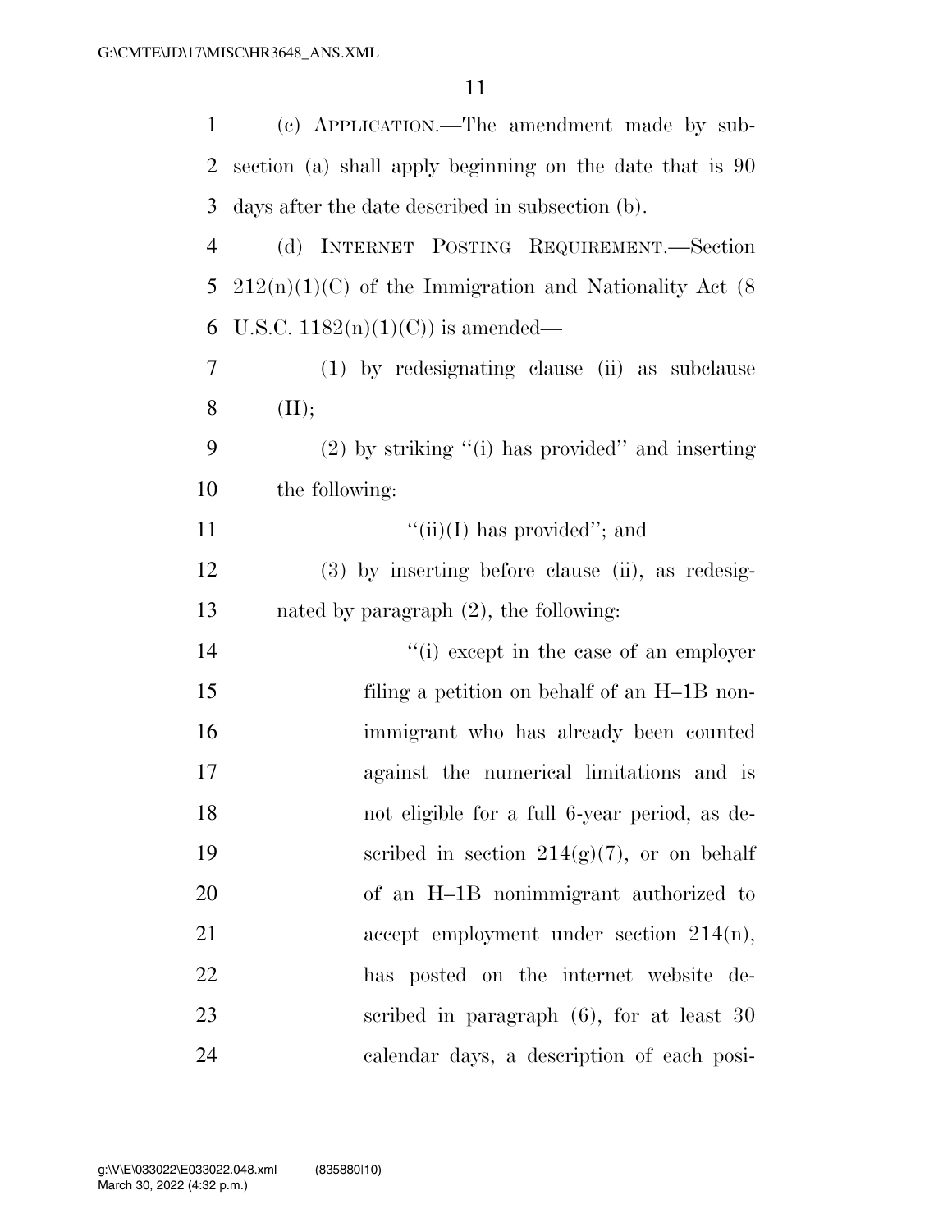(c) APPLICATION.—The amendment made by subsection (a) shall apply beginning on the date that is 90 days after the date described in subsection (b).

(d) INTERNET POSTING REQUIREMENT.—Section 212(n)(1)(C) of the Immigration and Nationality Act (8 U.S.C. 1182(n)(1)(C)) is amended—

(1) by redesignating clause (ii) as subclause (II);

(2) by striking "(i) has provided" and inserting the following:

"(ii)(I) has provided"; and

(3) by inserting before clause (ii), as redesignated by paragraph (2), the following:

"(i) except in the case of an employer filing a petition on behalf of an H–1B nonimmigrant who has already been counted against the numerical limitations and is not eligible for a full 6-year period, as described in section 214(g)(7), or on behalf of an H–1B nonimmigrant authorized to accept employment under section 214(n), has posted on the internet website described in paragraph (6), for at least 30 calendar days, a description of each posi-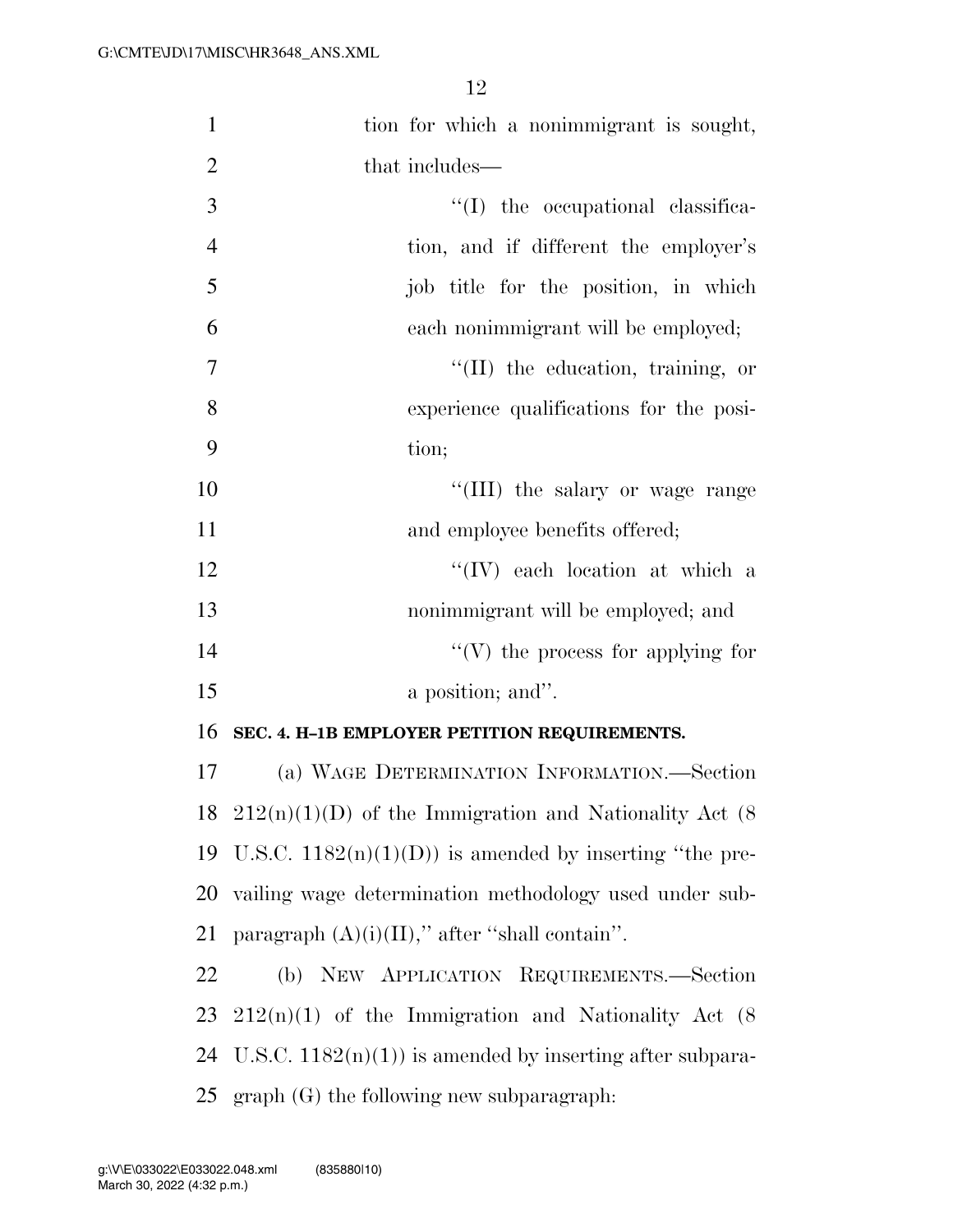tion for which a nonimmigrant is sought, that includes—

''(I) the occupational classification, and if different the employer's job title for the position, in which each nonimmigrant will be employed;

''(II) the education, training, or experience qualifications for the position;

''(III) the salary or wage range and employee benefits offered;

''(IV) each location at which a nonimmigrant will be employed; and

''(V) the process for applying for a position; and''.

**SEC. 4. H–1B EMPLOYER PETITION REQUIREMENTS.**

(a) WAGE DETERMINATION INFORMATION.—Section 212(n)(1)(D) of the Immigration and Nationality Act (8 U.S.C. 1182(n)(1)(D)) is amended by inserting ''the prevailing wage determination methodology used under subparagraph (A)(i)(II),'' after ''shall contain''.

(b) NEW APPLICATION REQUIREMENTS.—Section 212(n)(1) of the Immigration and Nationality Act (8 U.S.C. 1182(n)(1)) is amended by inserting after subparagraph (G) the following new subparagraph: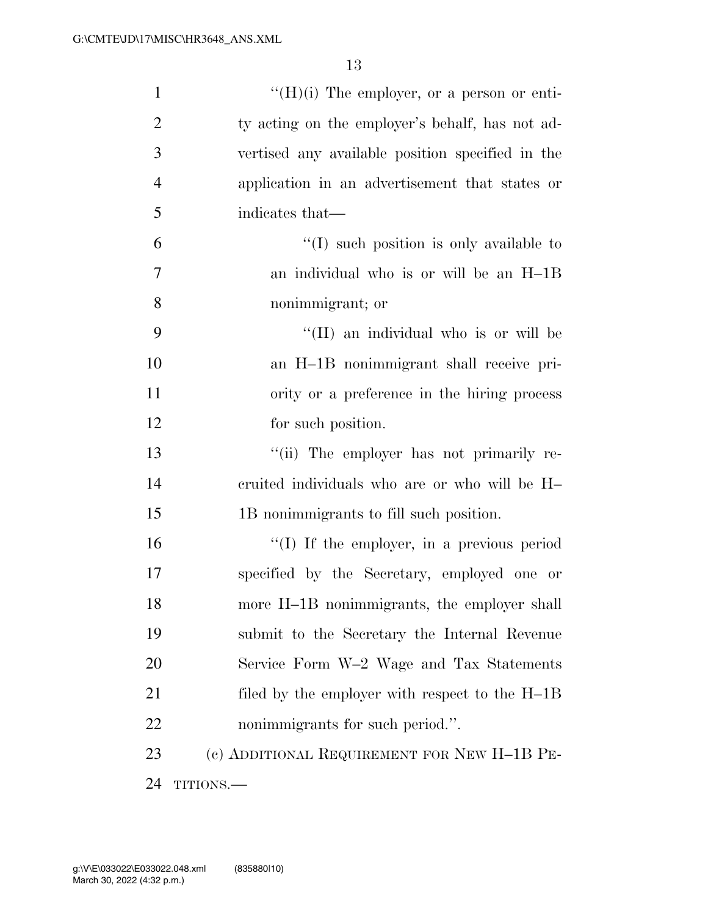"(H)(i) The employer, or a person or entity acting on the employer's behalf, has not advertised any available position specified in the application in an advertisement that states or indicates that—

"(I) such position is only available to an individual who is or will be an H–1B nonimmigrant; or

"(II) an individual who is or will be an H–1B nonimmigrant shall receive priority or a preference in the hiring process for such position.

"(ii) The employer has not primarily recruited individuals who are or who will be H–1B nonimmigrants to fill such position.

"(I) If the employer, in a previous period specified by the Secretary, employed one or more H–1B nonimmigrants, the employer shall submit to the Secretary the Internal Revenue Service Form W–2 Wage and Tax Statements filed by the employer with respect to the H–1B nonimmigrants for such period.".

(c) ADDITIONAL REQUIREMENT FOR NEW H–1B PETITIONS.—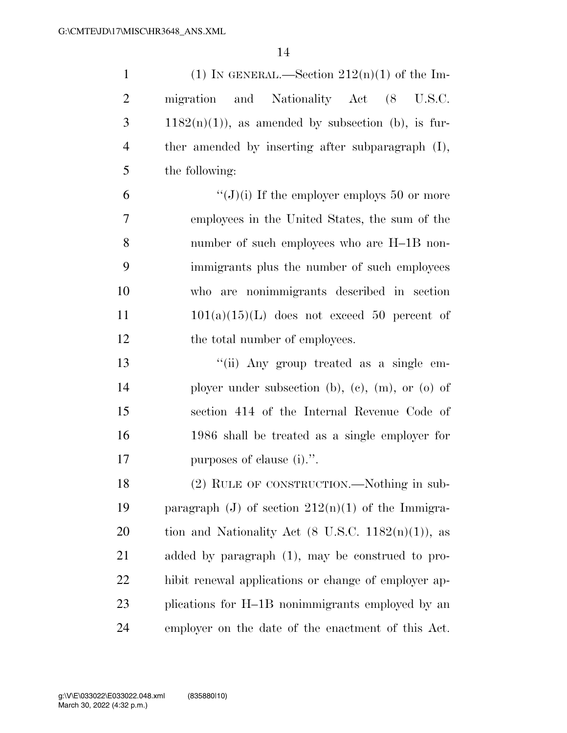(1) IN GENERAL.—Section 212(n)(1) of the Immigration and Nationality Act (8 U.S.C. 1182(n)(1)), as amended by subsection (b), is further amended by inserting after subparagraph (I), the following:

"(J)(i) If the employer employs 50 or more employees in the United States, the sum of the number of such employees who are H–1B nonimmigrants plus the number of such employees who are nonimmigrants described in section 101(a)(15)(L) does not exceed 50 percent of the total number of employees.

"(ii) Any group treated as a single employer under subsection (b), (c), (m), or (o) of section 414 of the Internal Revenue Code of 1986 shall be treated as a single employer for purposes of clause (i).".

(2) RULE OF CONSTRUCTION.—Nothing in subparagraph (J) of section 212(n)(1) of the Immigration and Nationality Act (8 U.S.C. 1182(n)(1)), as added by paragraph (1), may be construed to prohibit renewal applications or change of employer applications for H–1B nonimmigrants employed by an employer on the date of the enactment of this Act.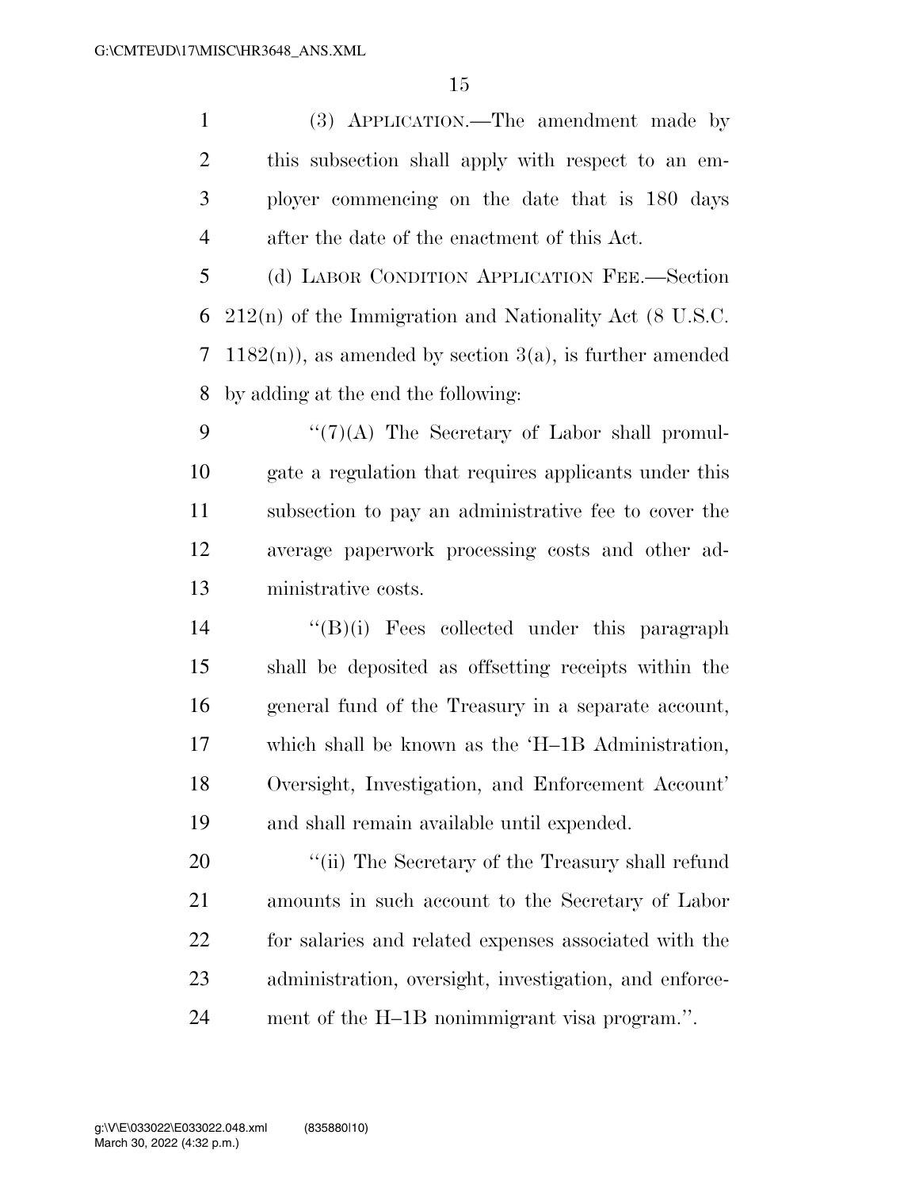(3) APPLICATION.—The amendment made by this subsection shall apply with respect to an employer commencing on the date that is 180 days after the date of the enactment of this Act.

(d) LABOR CONDITION APPLICATION FEE.—Section 212(n) of the Immigration and Nationality Act (8 U.S.C. 1182(n)), as amended by section 3(a), is further amended by adding at the end the following:

"(7)(A) The Secretary of Labor shall promulgate a regulation that requires applicants under this subsection to pay an administrative fee to cover the average paperwork processing costs and other administrative costs.

"(B)(i) Fees collected under this paragraph shall be deposited as offsetting receipts within the general fund of the Treasury in a separate account, which shall be known as the 'H–1B Administration, Oversight, Investigation, and Enforcement Account' and shall remain available until expended.

"(ii) The Secretary of the Treasury shall refund amounts in such account to the Secretary of Labor for salaries and related expenses associated with the administration, oversight, investigation, and enforcement of the H–1B nonimmigrant visa program.".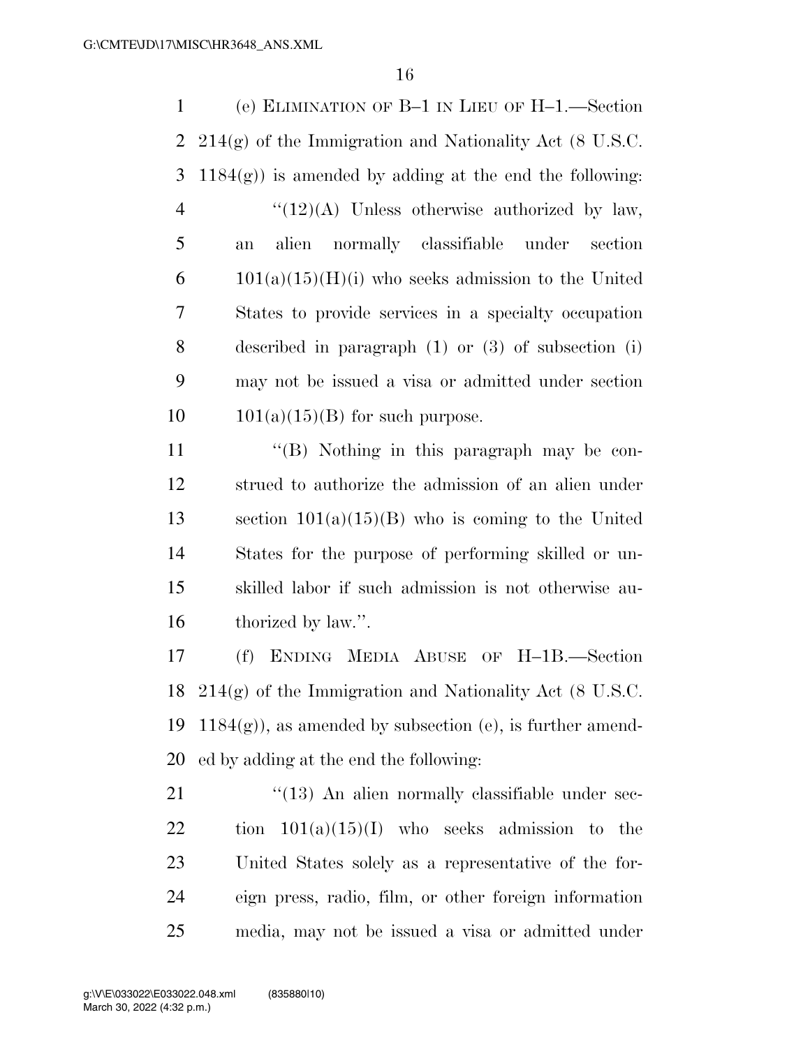(e) ELIMINATION OF B–1 IN LIEU OF H–1.—Section 214(g) of the Immigration and Nationality Act (8 U.S.C. 1184(g)) is amended by adding at the end the following:

"(12)(A) Unless otherwise authorized by law, an alien normally classifiable under section 101(a)(15)(H)(i) who seeks admission to the United States to provide services in a specialty occupation described in paragraph (1) or (3) of subsection (i) may not be issued a visa or admitted under section 101(a)(15)(B) for such purpose.

"(B) Nothing in this paragraph may be construed to authorize the admission of an alien under section 101(a)(15)(B) who is coming to the United States for the purpose of performing skilled or unskilled labor if such admission is not otherwise authorized by law.".

(f) ENDING MEDIA ABUSE OF H–1B.—Section 214(g) of the Immigration and Nationality Act (8 U.S.C. 1184(g)), as amended by subsection (e), is further amended by adding at the end the following:

"(13) An alien normally classifiable under section 101(a)(15)(I) who seeks admission to the United States solely as a representative of the foreign press, radio, film, or other foreign information media, may not be issued a visa or admitted under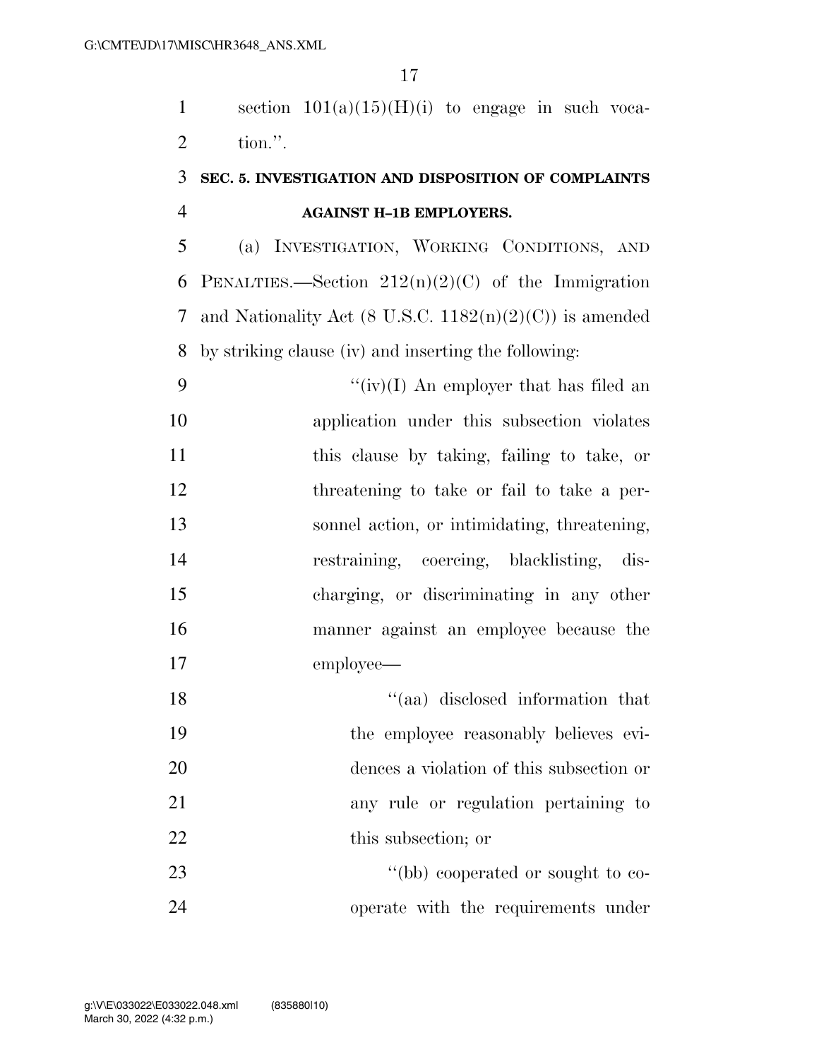section 101(a)(15)(H)(i) to engage in such vocation.''.

**SEC. 5. INVESTIGATION AND DISPOSITION OF COMPLAINTS AGAINST H–1B EMPLOYERS.**

(a) INVESTIGATION, WORKING CONDITIONS, AND PENALTIES.—Section 212(n)(2)(C) of the Immigration and Nationality Act (8 U.S.C. 1182(n)(2)(C)) is amended by striking clause (iv) and inserting the following:

''(iv)(I) An employer that has filed an application under this subsection violates this clause by taking, failing to take, or threatening to take or fail to take a personnel action, or intimidating, threatening, restraining, coercing, blacklisting, discharging, or discriminating in any other manner against an employee because the employee—

''(aa) disclosed information that the employee reasonably believes evidences a violation of this subsection or any rule or regulation pertaining to this subsection; or

''(bb) cooperated or sought to cooperate with the requirements under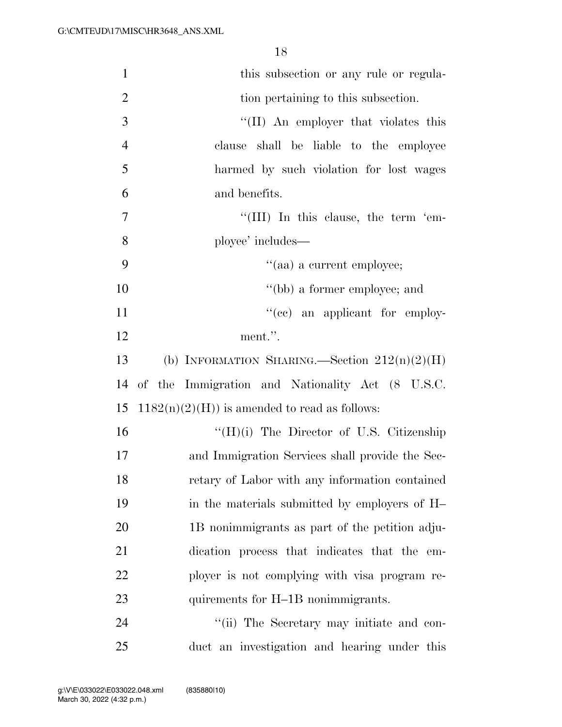this subsection or any rule or regulation pertaining to this subsection.

''(II) An employer that violates this clause shall be liable to the employee harmed by such violation for lost wages and benefits.

''(III) In this clause, the term 'employee' includes—

''(aa) a current employee;

''(bb) a former employee; and

''(cc) an applicant for employment.''.

(b) INFORMATION SHARING.—Section 212(n)(2)(H) of the Immigration and Nationality Act (8 U.S.C. 1182(n)(2)(H)) is amended to read as follows:

''(H)(i) The Director of U.S. Citizenship and Immigration Services shall provide the Secretary of Labor with any information contained in the materials submitted by employers of H–1B nonimmigrants as part of the petition adjudication process that indicates that the employer is not complying with visa program requirements for H–1B nonimmigrants.

''(ii) The Secretary may initiate and conduct an investigation and hearing under this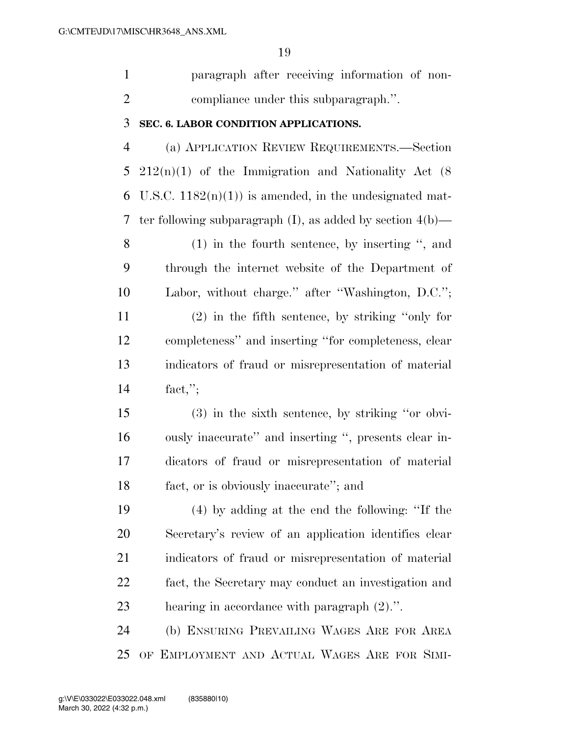paragraph after receiving information of noncompliance under this subparagraph.''.

**SEC. 6. LABOR CONDITION APPLICATIONS.**

(a) APPLICATION REVIEW REQUIREMENTS.—Section 212(n)(1) of the Immigration and Nationality Act (8 U.S.C. 1182(n)(1)) is amended, in the undesignated matter following subparagraph (I), as added by section 4(b)—

(1) in the fourth sentence, by inserting '', and through the internet website of the Department of Labor, without charge.'' after ''Washington, D.C.'';

(2) in the fifth sentence, by striking ''only for completeness'' and inserting ''for completeness, clear indicators of fraud or misrepresentation of material fact,'';

(3) in the sixth sentence, by striking ''or obviously inaccurate'' and inserting '', presents clear indicators of fraud or misrepresentation of material fact, or is obviously inaccurate''; and

(4) by adding at the end the following: ''If the Secretary's review of an application identifies clear indicators of fraud or misrepresentation of material fact, the Secretary may conduct an investigation and hearing in accordance with paragraph (2).''.

(b) ENSURING PREVAILING WAGES ARE FOR AREA OF EMPLOYMENT AND ACTUAL WAGES ARE FOR SIMI-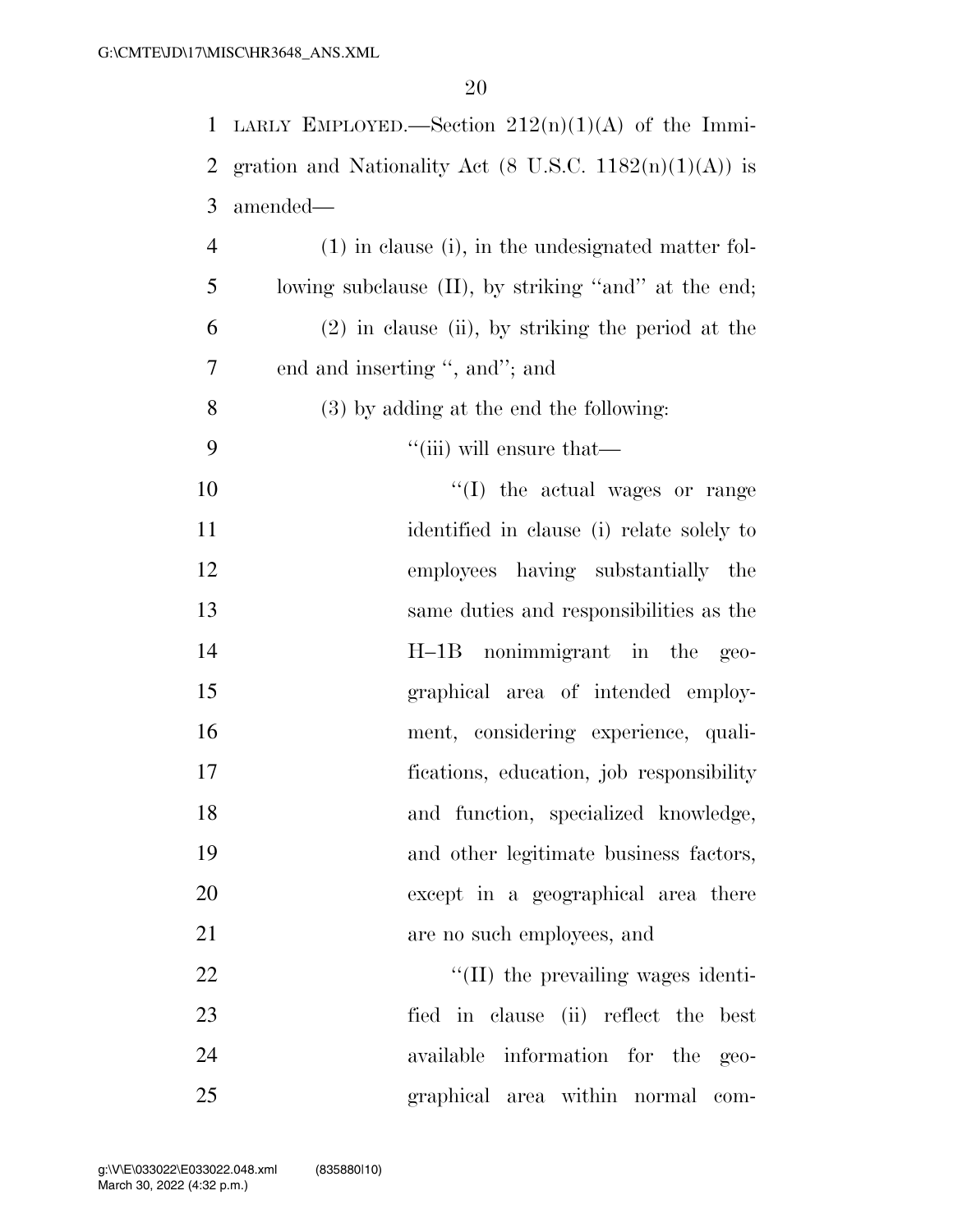LARLY EMPLOYED.—Section 212(n)(1)(A) of the Immigration and Nationality Act (8 U.S.C. 1182(n)(1)(A)) is amended—

(1) in clause (i), in the undesignated matter following subclause (II), by striking ''and'' at the end;

(2) in clause (ii), by striking the period at the end and inserting '', and''; and

(3) by adding at the end the following:

''(iii) will ensure that—

''(I) the actual wages or range identified in clause (i) relate solely to employees having substantially the same duties and responsibilities as the H–1B nonimmigrant in the geographical area of intended employment, considering experience, qualifications, education, job responsibility and function, specialized knowledge, and other legitimate business factors, except in a geographical area there are no such employees, and

''(II) the prevailing wages identified in clause (ii) reflect the best available information for the geographical area within normal com-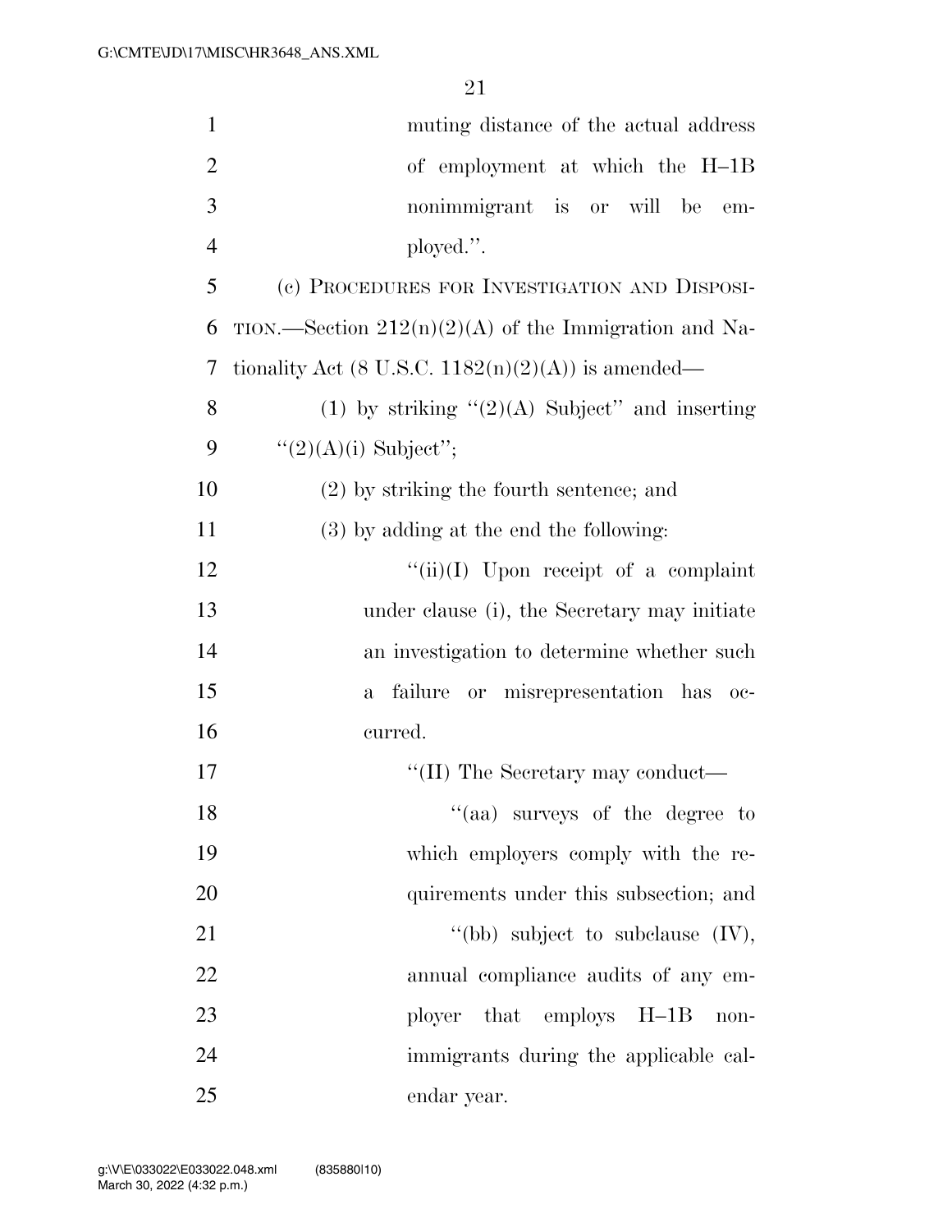muting distance of the actual address of employment at which the H–1B nonimmigrant is or will be employed.''.

(c) PROCEDURES FOR INVESTIGATION AND DISPOSITION.—Section 212(n)(2)(A) of the Immigration and Nationality Act (8 U.S.C. 1182(n)(2)(A)) is amended—

(1) by striking ''(2)(A) Subject'' and inserting ''(2)(A)(i) Subject'';

(2) by striking the fourth sentence; and

(3) by adding at the end the following:

''(ii)(I) Upon receipt of a complaint under clause (i), the Secretary may initiate an investigation to determine whether such a failure or misrepresentation has occurred.

''(II) The Secretary may conduct—

''(aa) surveys of the degree to which employers comply with the requirements under this subsection; and

''(bb) subject to subclause (IV), annual compliance audits of any employer that employs H–1B nonimmigrants during the applicable calendar year.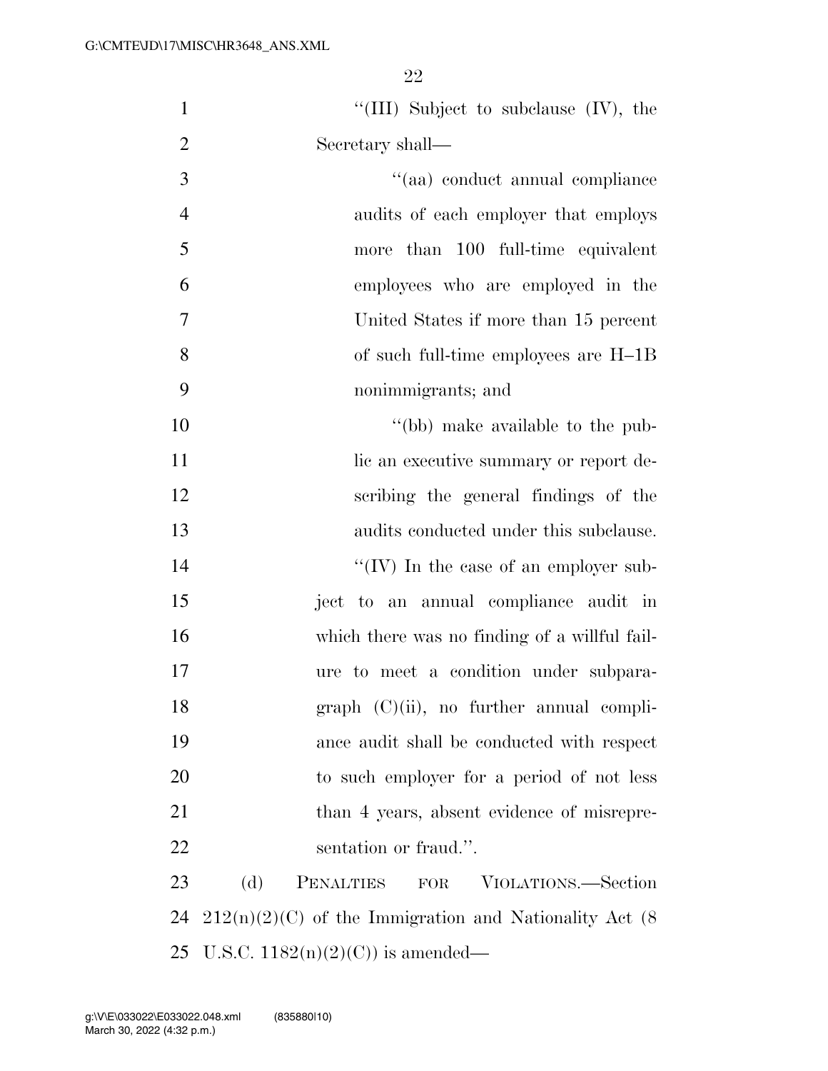"(III) Subject to subclause (IV), the Secretary shall—

"(aa) conduct annual compliance audits of each employer that employs more than 100 full-time equivalent employees who are employed in the United States if more than 15 percent of such full-time employees are H–1B nonimmigrants; and

"(bb) make available to the public an executive summary or report describing the general findings of the audits conducted under this subclause.

"(IV) In the case of an employer subject to an annual compliance audit in which there was no finding of a willful failure to meet a condition under subparagraph (C)(ii), no further annual compliance audit shall be conducted with respect to such employer for a period of not less than 4 years, absent evidence of misrepresentation or fraud.".

(d) PENALTIES FOR VIOLATIONS.—Section 212(n)(2)(C) of the Immigration and Nationality Act (8 U.S.C. 1182(n)(2)(C)) is amended—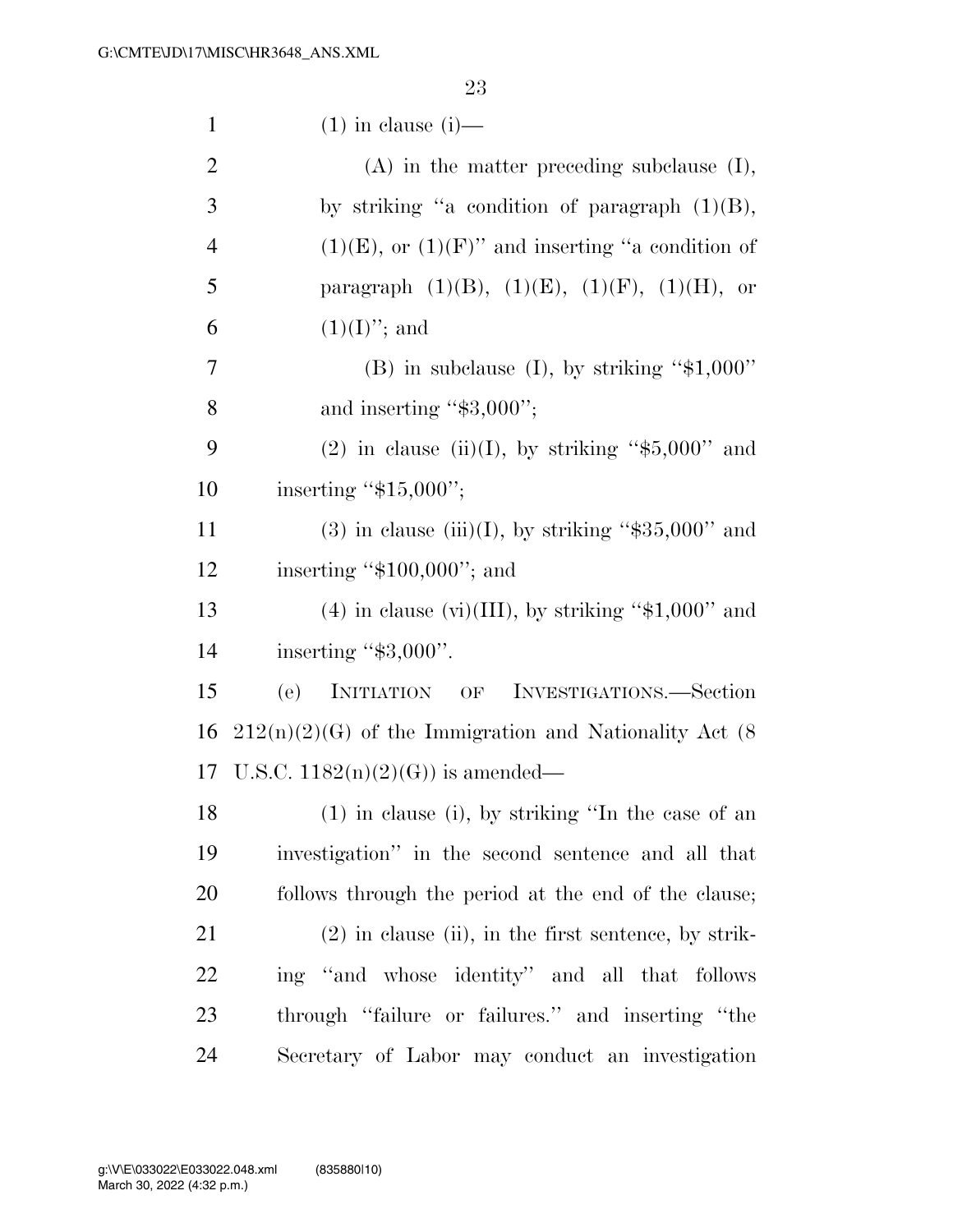(1) in clause (i)—

(A) in the matter preceding subclause (I), by striking "a condition of paragraph (1)(B), (1)(E), or (1)(F)" and inserting "a condition of paragraph (1)(B), (1)(E), (1)(F), (1)(H), or (1)(I)"; and

(B) in subclause (I), by striking "$1,000" and inserting "$3,000";

(2) in clause (ii)(I), by striking "$5,000" and inserting "$15,000";

(3) in clause (iii)(I), by striking "$35,000" and inserting "$100,000"; and

(4) in clause (vi)(III), by striking "$1,000" and inserting "$3,000".

(e) INITIATION OF INVESTIGATIONS.—Section 212(n)(2)(G) of the Immigration and Nationality Act (8 U.S.C. 1182(n)(2)(G)) is amended—

(1) in clause (i), by striking "In the case of an investigation" in the second sentence and all that follows through the period at the end of the clause;

(2) in clause (ii), in the first sentence, by striking "and whose identity" and all that follows through "failure or failures." and inserting "the Secretary of Labor may conduct an investigation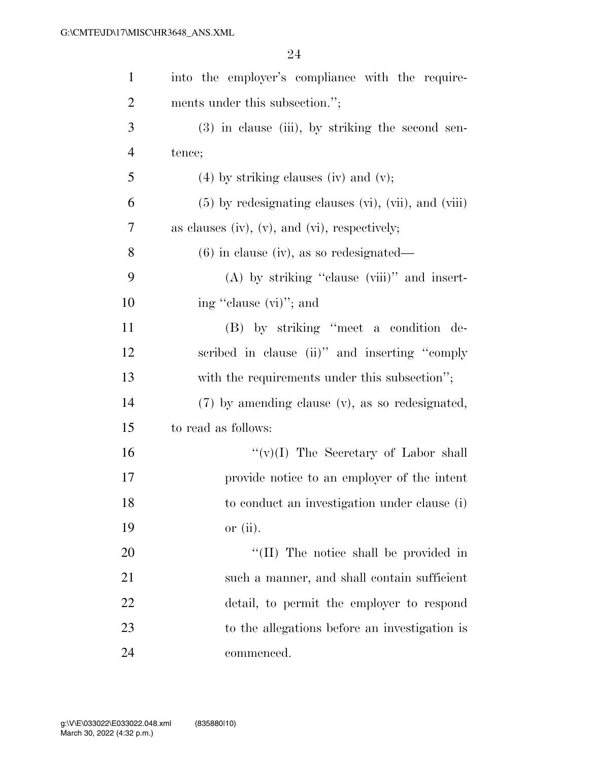into the employer's compliance with the requirements under this subsection.'';

(3) in clause (iii), by striking the second sentence;

(4) by striking clauses (iv) and (v);

(5) by redesignating clauses (vi), (vii), and (viii) as clauses (iv), (v), and (vi), respectively;

(6) in clause (iv), as so redesignated—

(A) by striking ''clause (viii)'' and inserting ''clause (vi)''; and

(B) by striking ''meet a condition described in clause (ii)'' and inserting ''comply with the requirements under this subsection'';

(7) by amending clause (v), as so redesignated, to read as follows:

''(v)(I) The Secretary of Labor shall provide notice to an employer of the intent to conduct an investigation under clause (i) or (ii).

''(II) The notice shall be provided in such a manner, and shall contain sufficient detail, to permit the employer to respond to the allegations before an investigation is commenced.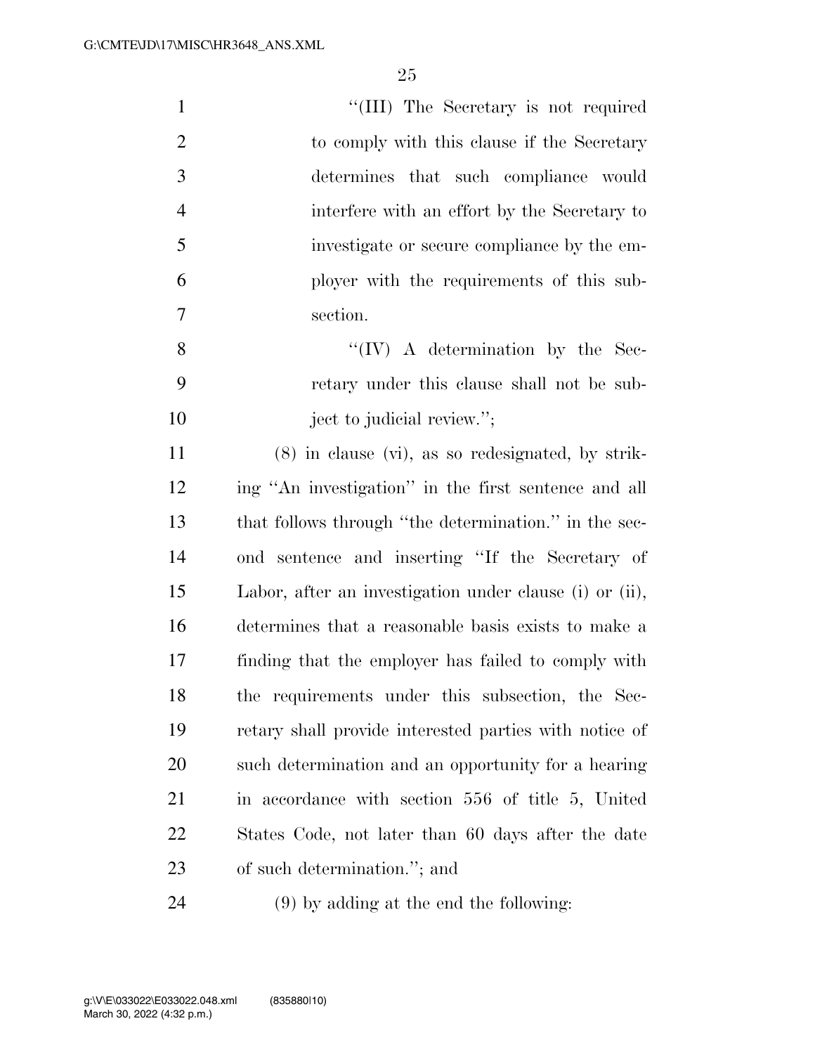"(III) The Secretary is not required to comply with this clause if the Secretary determines that such compliance would interfere with an effort by the Secretary to investigate or secure compliance by the employer with the requirements of this subsection.

"(IV) A determination by the Secretary under this clause shall not be subject to judicial review.";

(8) in clause (vi), as so redesignated, by striking "An investigation" in the first sentence and all that follows through "the determination." in the second sentence and inserting "If the Secretary of Labor, after an investigation under clause (i) or (ii), determines that a reasonable basis exists to make a finding that the employer has failed to comply with the requirements under this subsection, the Secretary shall provide interested parties with notice of such determination and an opportunity for a hearing in accordance with section 556 of title 5, United States Code, not later than 60 days after the date of such determination."; and

(9) by adding at the end the following: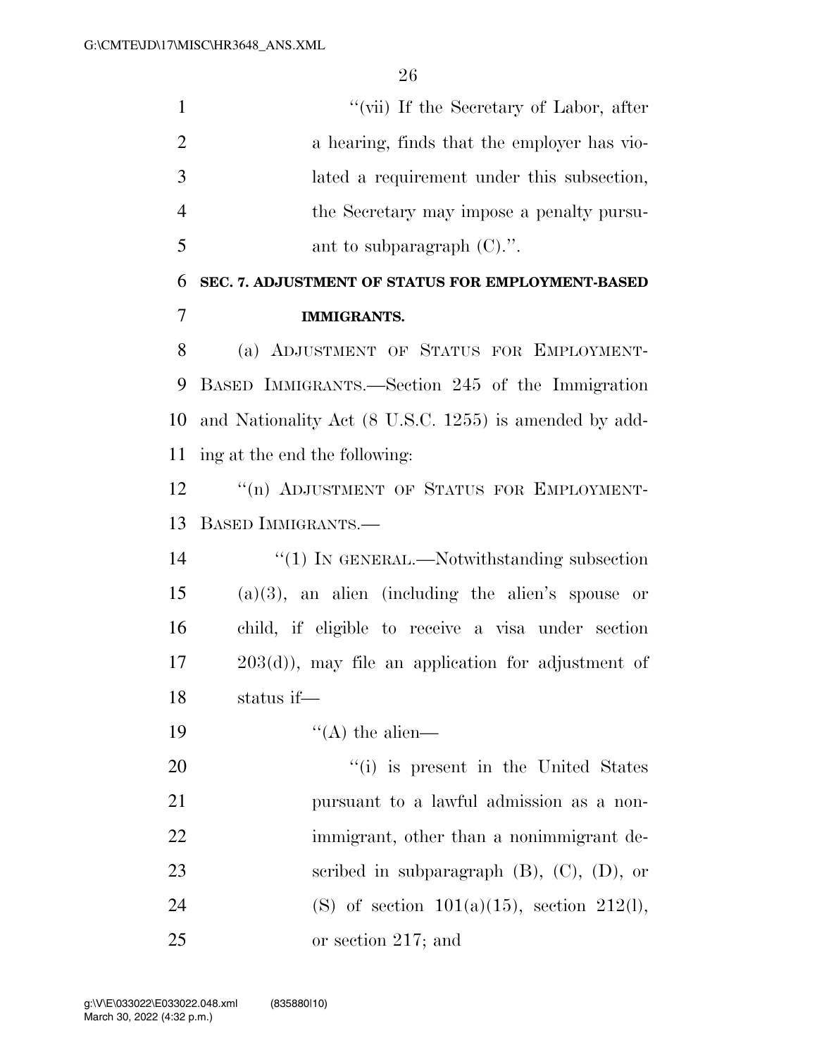"(vii) If the Secretary of Labor, after a hearing, finds that the employer has violated a requirement under this subsection, the Secretary may impose a penalty pursuant to subparagraph (C).".

**SEC. 7. ADJUSTMENT OF STATUS FOR EMPLOYMENT-BASED IMMIGRANTS.**

(a) ADJUSTMENT OF STATUS FOR EMPLOYMENT-BASED IMMIGRANTS.—Section 245 of the Immigration and Nationality Act (8 U.S.C. 1255) is amended by adding at the end the following:

"(n) ADJUSTMENT OF STATUS FOR EMPLOYMENT-BASED IMMIGRANTS.—

"(1) IN GENERAL.—Notwithstanding subsection (a)(3), an alien (including the alien's spouse or child, if eligible to receive a visa under section 203(d)), may file an application for adjustment of status if—

"(A) the alien—

"(i) is present in the United States pursuant to a lawful admission as a nonimmigrant, other than a nonimmigrant described in subparagraph (B), (C), (D), or (S) of section 101(a)(15), section 212(l), or section 217; and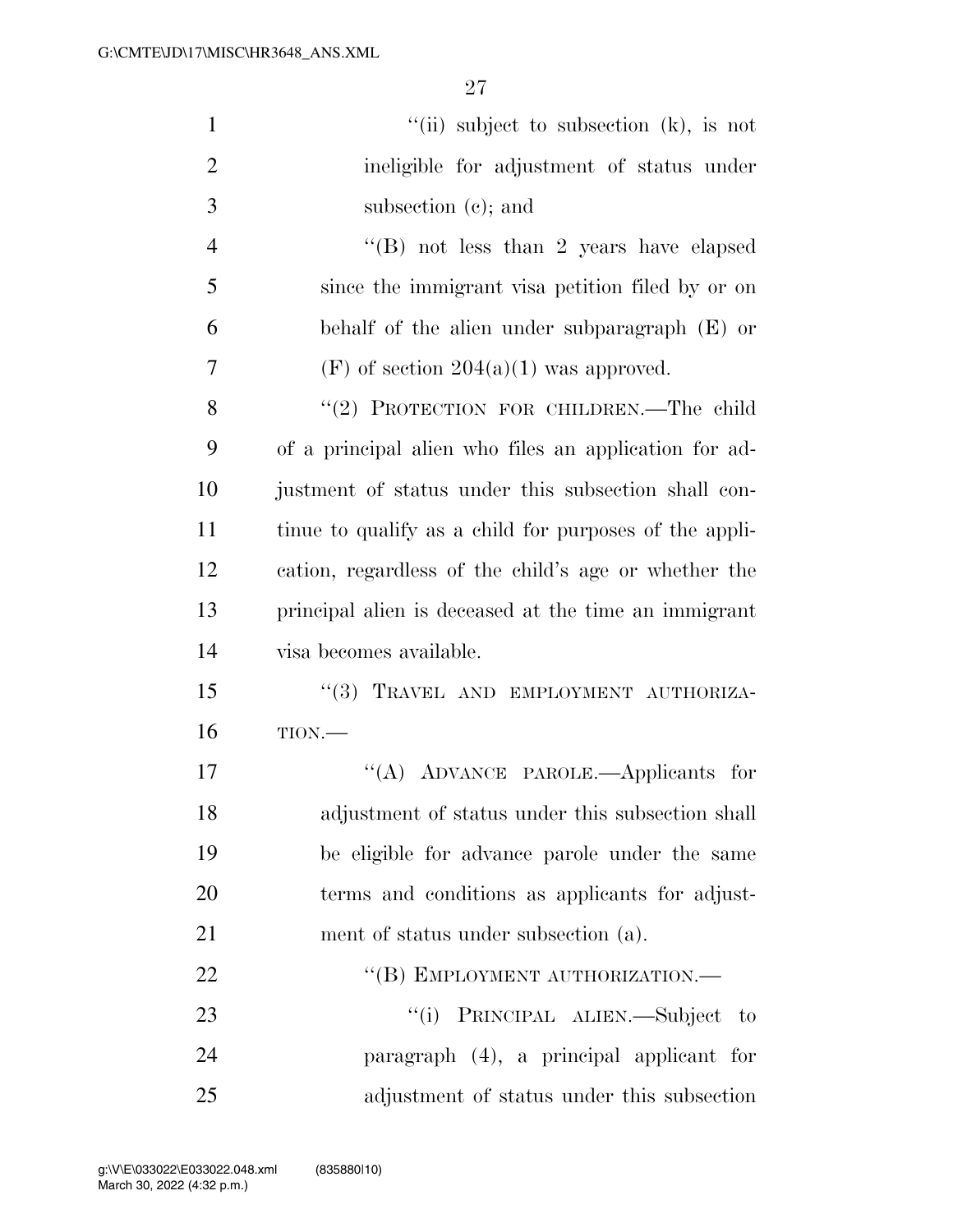"(ii) subject to subsection (k), is not ineligible for adjustment of status under subsection (c); and

"(B) not less than 2 years have elapsed since the immigrant visa petition filed by or on behalf of the alien under subparagraph (E) or (F) of section 204(a)(1) was approved.

"(2) PROTECTION FOR CHILDREN.—The child of a principal alien who files an application for adjustment of status under this subsection shall continue to qualify as a child for purposes of the application, regardless of the child's age or whether the principal alien is deceased at the time an immigrant visa becomes available.

"(3) TRAVEL AND EMPLOYMENT AUTHORIZATION.—

"(A) ADVANCE PAROLE.—Applicants for adjustment of status under this subsection shall be eligible for advance parole under the same terms and conditions as applicants for adjustment of status under subsection (a).

"(B) EMPLOYMENT AUTHORIZATION.—

"(i) PRINCIPAL ALIEN.—Subject to paragraph (4), a principal applicant for adjustment of status under this subsection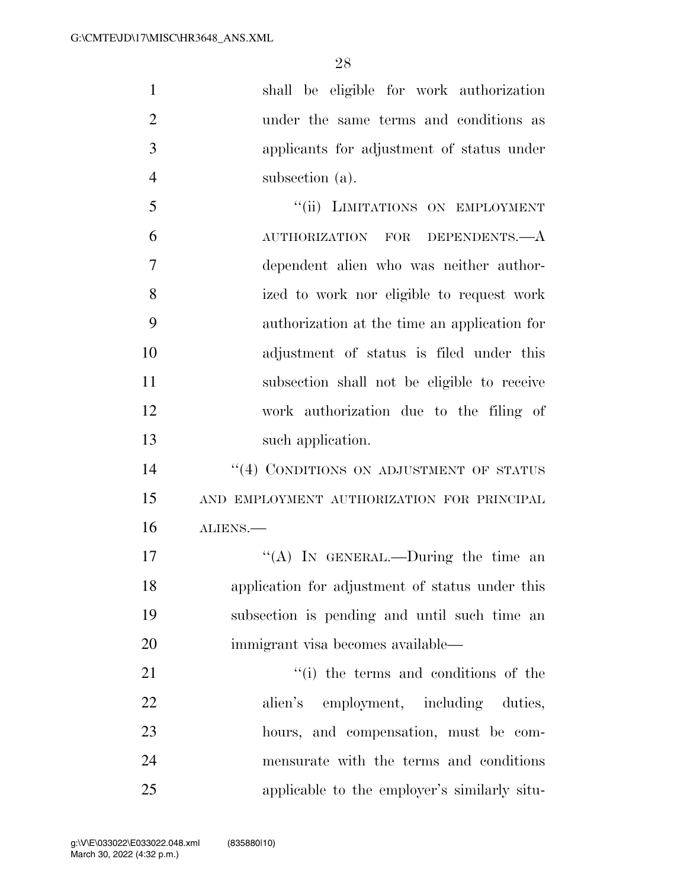shall be eligible for work authorization under the same terms and conditions as applicants for adjustment of status under subsection (a).

"(ii) LIMITATIONS ON EMPLOYMENT AUTHORIZATION FOR DEPENDENTS.—A dependent alien who was neither authorized to work nor eligible to request work authorization at the time an application for adjustment of status is filed under this subsection shall not be eligible to receive work authorization due to the filing of such application.

"(4) CONDITIONS ON ADJUSTMENT OF STATUS AND EMPLOYMENT AUTHORIZATION FOR PRINCIPAL ALIENS.—

"(A) IN GENERAL.—During the time an application for adjustment of status under this subsection is pending and until such time an immigrant visa becomes available—

"(i) the terms and conditions of the alien's employment, including duties, hours, and compensation, must be commensurate with the terms and conditions applicable to the employer's similarly situ-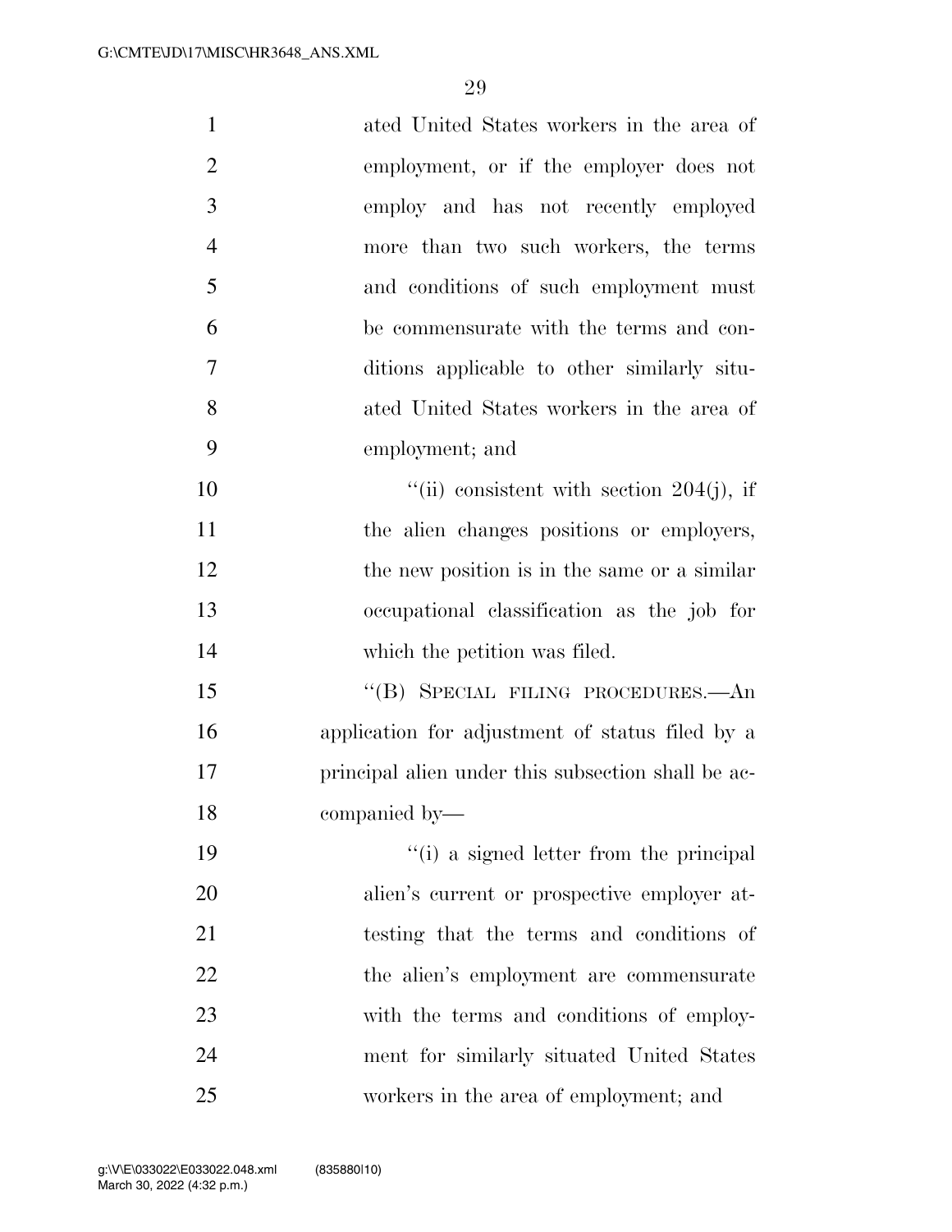ated United States workers in the area of employment, or if the employer does not employ and has not recently employed more than two such workers, the terms and conditions of such employment must be commensurate with the terms and conditions applicable to other similarly situated United States workers in the area of employment; and

''(ii) consistent with section 204(j), if the alien changes positions or employers, the new position is in the same or a similar occupational classification as the job for which the petition was filed.

''(B) SPECIAL FILING PROCEDURES.—An application for adjustment of status filed by a principal alien under this subsection shall be accompanied by—

''(i) a signed letter from the principal alien's current or prospective employer attesting that the terms and conditions of the alien's employment are commensurate with the terms and conditions of employment for similarly situated United States workers in the area of employment; and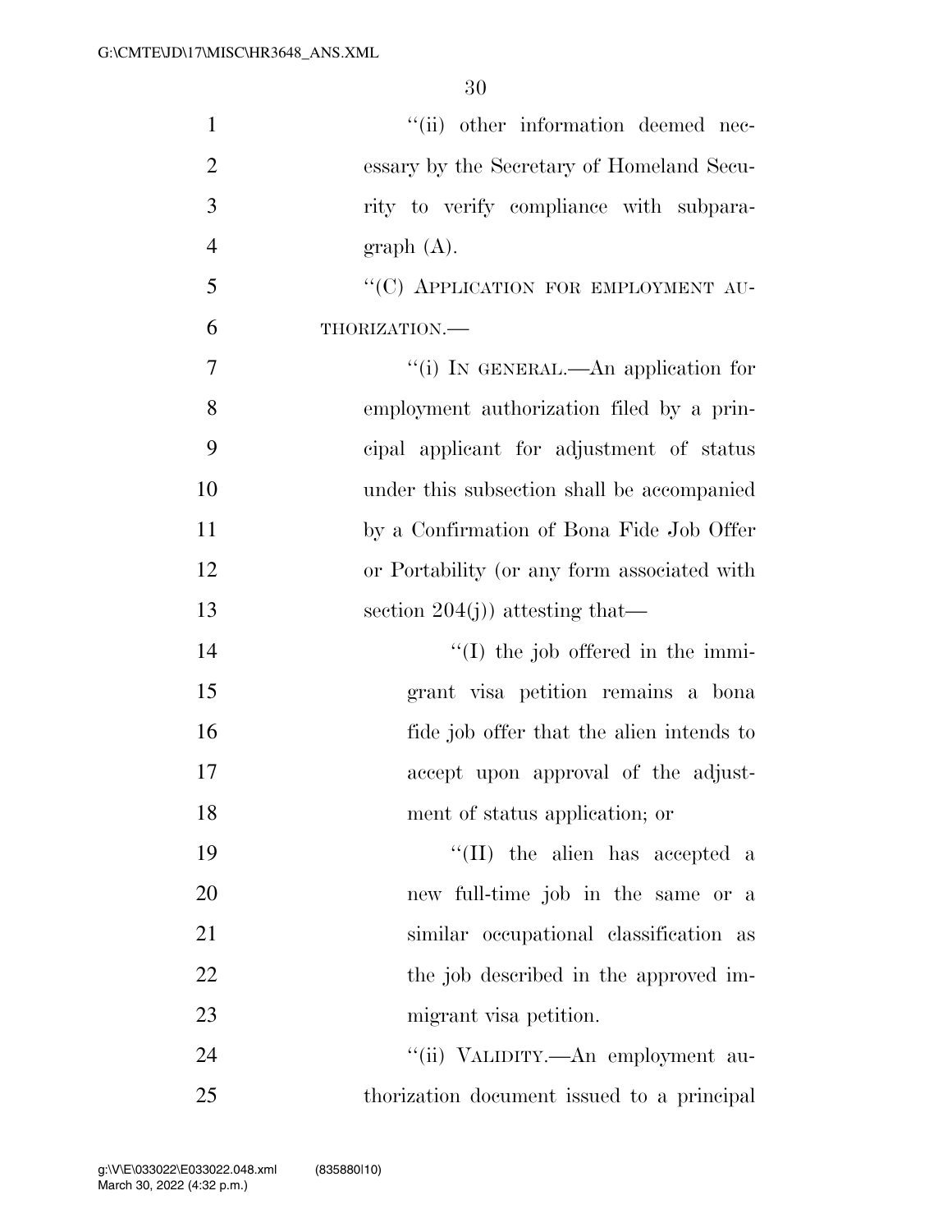"(ii) other information deemed necessary by the Secretary of Homeland Security to verify compliance with subparagraph (A).

"(C) APPLICATION FOR EMPLOYMENT AUTHORIZATION.—

"(i) IN GENERAL.—An application for employment authorization filed by a principal applicant for adjustment of status under this subsection shall be accompanied by a Confirmation of Bona Fide Job Offer or Portability (or any form associated with section 204(j)) attesting that—

"(I) the job offered in the immigrant visa petition remains a bona fide job offer that the alien intends to accept upon approval of the adjustment of status application; or

"(II) the alien has accepted a new full-time job in the same or a similar occupational classification as the job described in the approved immigrant visa petition.

"(ii) VALIDITY.—An employment authorization document issued to a principal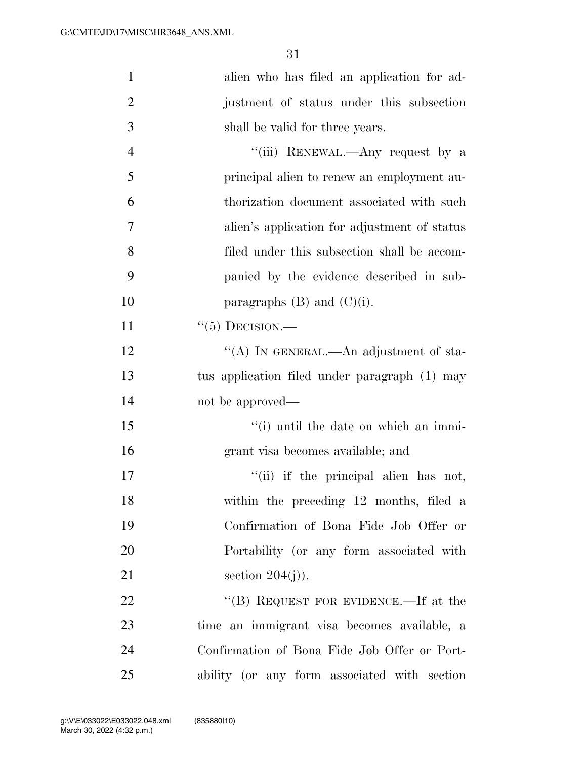alien who has filed an application for adjustment of status under this subsection shall be valid for three years.

"(iii) RENEWAL.—Any request by a principal alien to renew an employment authorization document associated with such alien's application for adjustment of status filed under this subsection shall be accompanied by the evidence described in subparagraphs (B) and (C)(i).

"(5) DECISION.—

"(A) IN GENERAL.—An adjustment of status application filed under paragraph (1) may not be approved—

"(i) until the date on which an immigrant visa becomes available; and

"(ii) if the principal alien has not, within the preceding 12 months, filed a Confirmation of Bona Fide Job Offer or Portability (or any form associated with section 204(j)).

"(B) REQUEST FOR EVIDENCE.—If at the time an immigrant visa becomes available, a Confirmation of Bona Fide Job Offer or Portability (or any form associated with section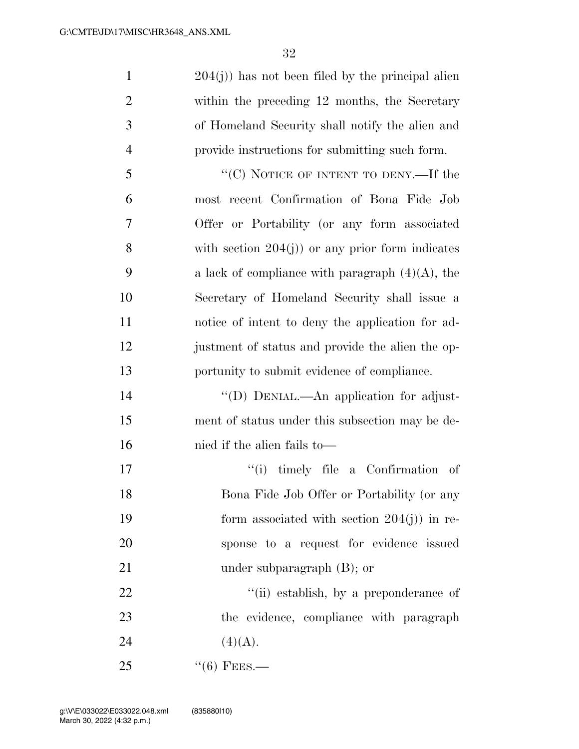204(j)) has not been filed by the principal alien within the preceding 12 months, the Secretary of Homeland Security shall notify the alien and provide instructions for submitting such form.

"(C) NOTICE OF INTENT TO DENY.—If the most recent Confirmation of Bona Fide Job Offer or Portability (or any form associated with section 204(j)) or any prior form indicates a lack of compliance with paragraph (4)(A), the Secretary of Homeland Security shall issue a notice of intent to deny the application for adjustment of status and provide the alien the opportunity to submit evidence of compliance.

"(D) DENIAL.—An application for adjustment of status under this subsection may be denied if the alien fails to—

"(i) timely file a Confirmation of Bona Fide Job Offer or Portability (or any form associated with section 204(j)) in response to a request for evidence issued under subparagraph (B); or

"(ii) establish, by a preponderance of the evidence, compliance with paragraph (4)(A).

"(6) FEES.—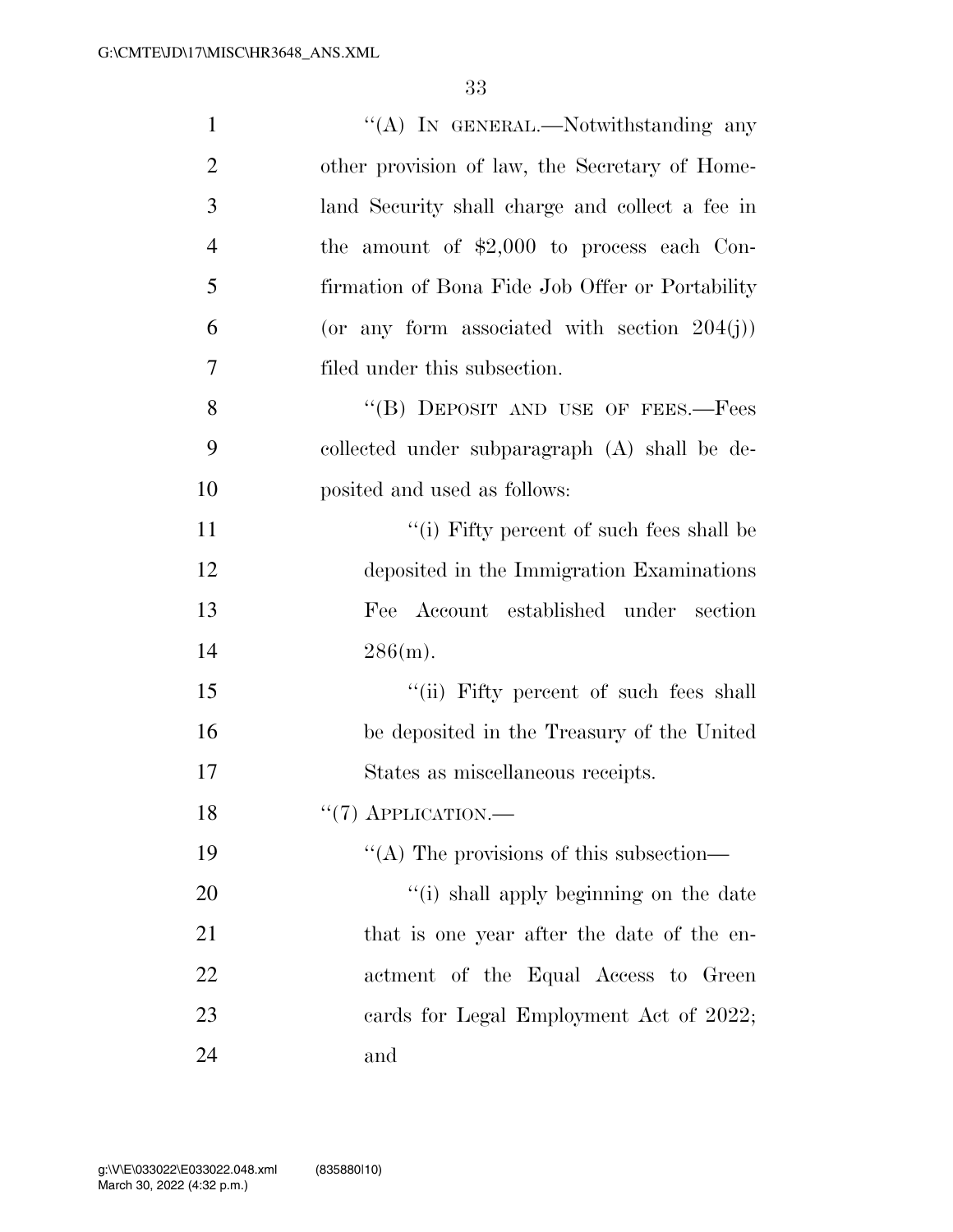"(A) IN GENERAL.—Notwithstanding any other provision of law, the Secretary of Homeland Security shall charge and collect a fee in the amount of $2,000 to process each Confirmation of Bona Fide Job Offer or Portability (or any form associated with section 204(j)) filed under this subsection.

"(B) DEPOSIT AND USE OF FEES.—Fees collected under subparagraph (A) shall be deposited and used as follows:

"(i) Fifty percent of such fees shall be deposited in the Immigration Examinations Fee Account established under section 286(m).

"(ii) Fifty percent of such fees shall be deposited in the Treasury of the United States as miscellaneous receipts.

"(7) APPLICATION.—

"(A) The provisions of this subsection—

"(i) shall apply beginning on the date that is one year after the date of the enactment of the Equal Access to Green cards for Legal Employment Act of 2022; and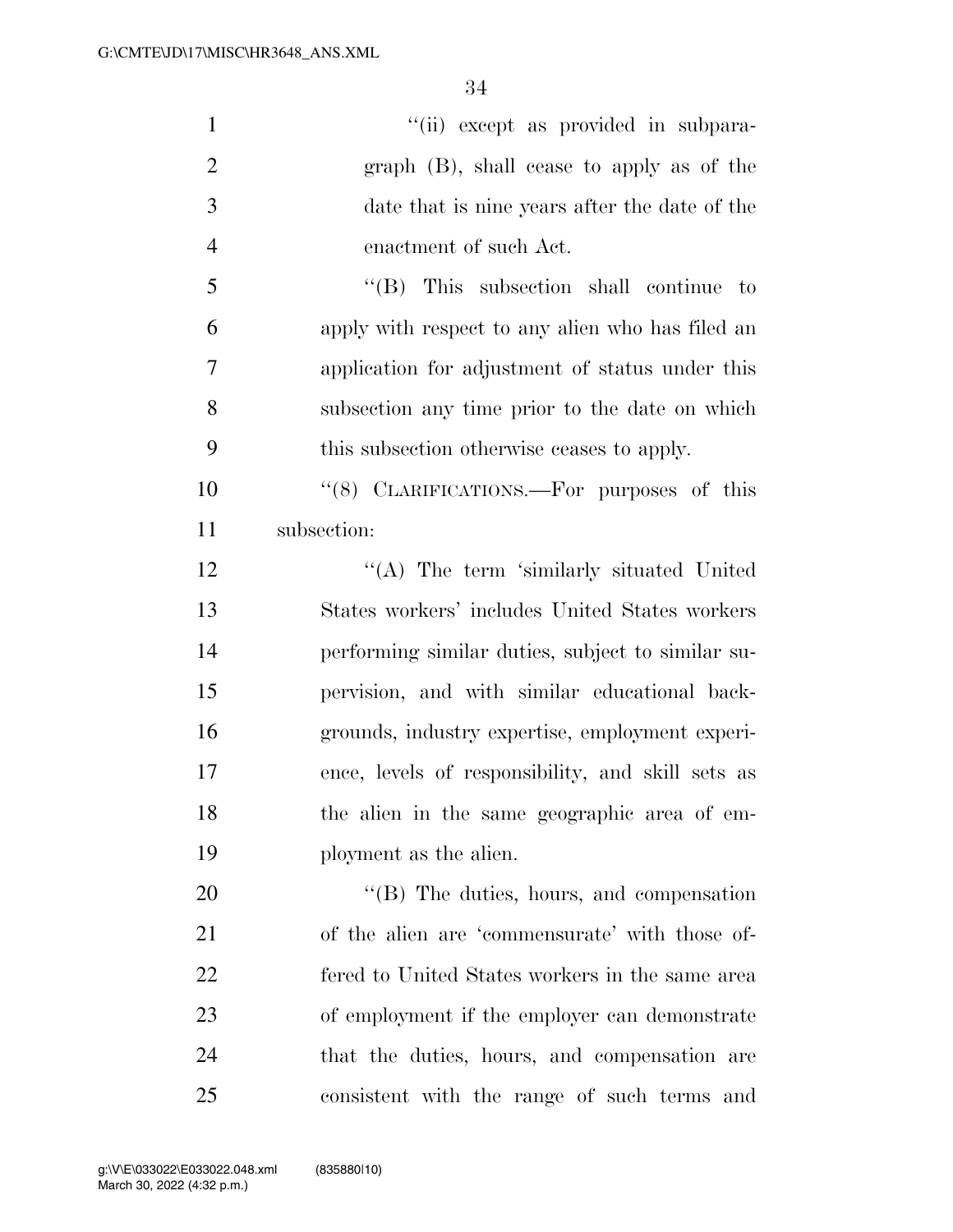"(ii) except as provided in subparagraph (B), shall cease to apply as of the date that is nine years after the date of the enactment of such Act.

"(B) This subsection shall continue to apply with respect to any alien who has filed an application for adjustment of status under this subsection any time prior to the date on which this subsection otherwise ceases to apply.

"(8) CLARIFICATIONS.—For purposes of this subsection:

"(A) The term 'similarly situated United States workers' includes United States workers performing similar duties, subject to similar supervision, and with similar educational backgrounds, industry expertise, employment experience, levels of responsibility, and skill sets as the alien in the same geographic area of employment as the alien.

"(B) The duties, hours, and compensation of the alien are 'commensurate' with those offered to United States workers in the same area of employment if the employer can demonstrate that the duties, hours, and compensation are consistent with the range of such terms and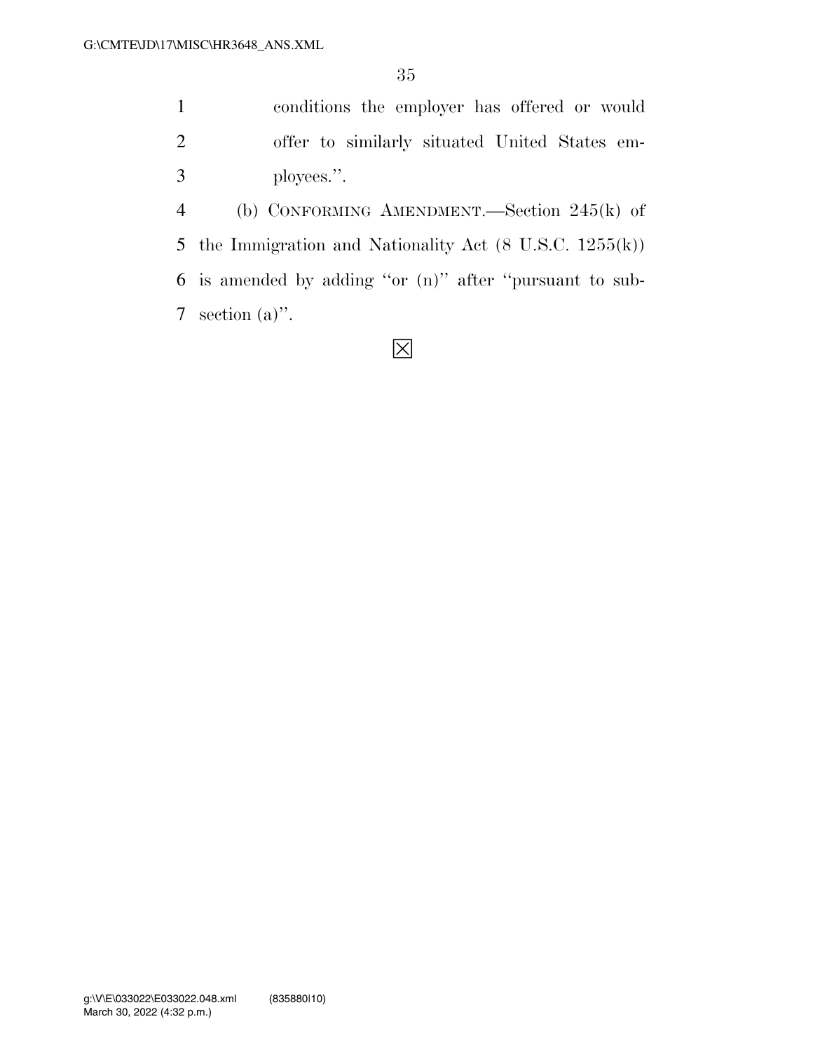conditions the employer has offered or would offer to similarly situated United States employees.''.

(b) CONFORMING AMENDMENT.—Section 245(k) of the Immigration and Nationality Act (8 U.S.C. 1255(k)) is amended by adding ''or (n)'' after ''pursuant to subsection (a)''.

☒